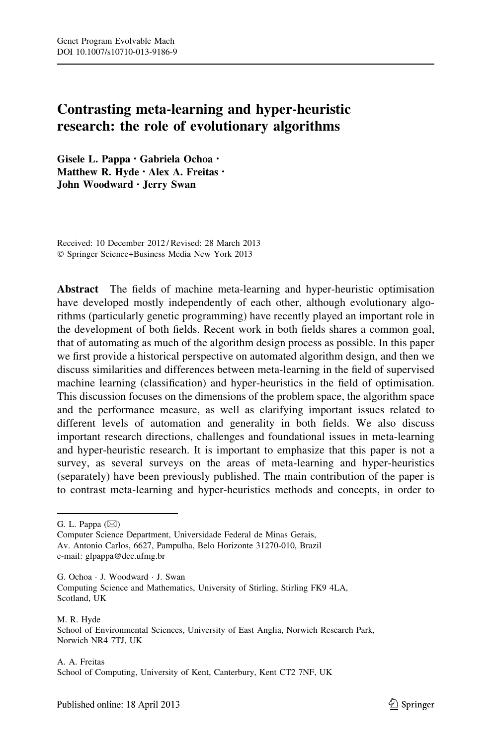# Contrasting meta-learning and hyper-heuristic research: the role of evolutionary algorithms

**Gisele L. Pappa · Gabriela Ochoa · Matthew R. Hyde · Alex A. Freitas · John Woodward · Jerry Swan**

Received: 10 December 2012 / Revised: 28 March 2013
© Springer Science+Business Media New York 2013

**Abstract** The fields of machine meta-learning and hyper-heuristic optimisation have developed mostly independently of each other, although evolutionary algorithms (particularly genetic programming) have recently played an important role in the development of both fields. Recent work in both fields shares a common goal, that of automating as much of the algorithm design process as possible. In this paper we first provide a historical perspective on automated algorithm design, and then we discuss similarities and differences between meta-learning in the field of supervised machine learning (classification) and hyper-heuristics in the field of optimisation. This discussion focuses on the dimensions of the problem space, the algorithm space and the performance measure, as well as clarifying important issues related to different levels of automation and generality in both fields. We also discuss important research directions, challenges and foundational issues in meta-learning and hyper-heuristic research. It is important to emphasize that this paper is not a survey, as several surveys on the areas of meta-learning and hyper-heuristics (separately) have been previously published. The main contribution of the paper is to contrast meta-learning and hyper-heuristics methods and concepts, in order to

---

G. L. Pappa (✉)
Computer Science Department, Universidade Federal de Minas Gerais,
Av. Antonio Carlos, 6627, Pampulha, Belo Horizonte 31270-010, Brazil
e-mail: glpappa@dcc.ufmg.br

G. Ochoa · J. Woodward · J. Swan
Computing Science and Mathematics, University of Stirling, Stirling FK9 4LA,
Scotland, UK

M. R. Hyde
School of Environmental Sciences, University of East Anglia, Norwich Research Park,
Norwich NR4 7TJ, UK

A. A. Freitas
School of Computing, University of Kent, Canterbury, Kent CT2 7NF, UK

Published online: 18 April 2013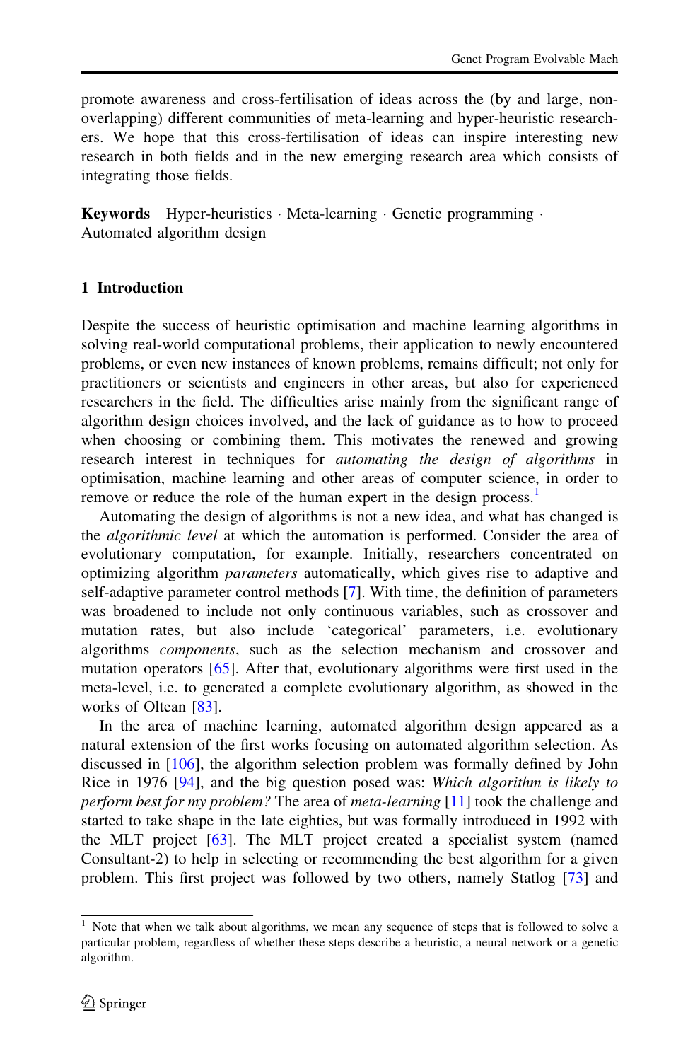promote awareness and cross-fertilisation of ideas across the (by and large, non-overlapping) different communities of meta-learning and hyper-heuristic researchers. We hope that this cross-fertilisation of ideas can inspire interesting new research in both fields and in the new emerging research area which consists of integrating those fields.

**Keywords** Hyper-heuristics · Meta-learning · Genetic programming · Automated algorithm design

## 1 Introduction

Despite the success of heuristic optimisation and machine learning algorithms in solving real-world computational problems, their application to newly encountered problems, or even new instances of known problems, remains difficult; not only for practitioners or scientists and engineers in other areas, but also for experienced researchers in the field. The difficulties arise mainly from the significant range of algorithm design choices involved, and the lack of guidance as to how to proceed when choosing or combining them. This motivates the renewed and growing research interest in techniques for *automating the design of algorithms* in optimisation, machine learning and other areas of computer science, in order to remove or reduce the role of the human expert in the design process.[1]

Automating the design of algorithms is not a new idea, and what has changed is the *algorithmic level* at which the automation is performed. Consider the area of evolutionary computation, for example. Initially, researchers concentrated on optimizing algorithm *parameters* automatically, which gives rise to adaptive and self-adaptive parameter control methods [7]. With time, the definition of parameters was broadened to include not only continuous variables, such as crossover and mutation rates, but also include 'categorical' parameters, i.e. evolutionary algorithms *components*, such as the selection mechanism and crossover and mutation operators [65]. After that, evolutionary algorithms were first used in the meta-level, i.e. to generated a complete evolutionary algorithm, as showed in the works of Oltean [83].

In the area of machine learning, automated algorithm design appeared as a natural extension of the first works focusing on automated algorithm selection. As discussed in [106], the algorithm selection problem was formally defined by John Rice in 1976 [94], and the big question posed was: *Which algorithm is likely to perform best for my problem?* The area of *meta-learning* [11] took the challenge and started to take shape in the late eighties, but was formally introduced in 1992 with the MLT project [63]. The MLT project created a specialist system (named Consultant-2) to help in selecting or recommending the best algorithm for a given problem. This first project was followed by two others, namely Statlog [73] and

[1] Note that when we talk about algorithms, we mean any sequence of steps that is followed to solve a particular problem, regardless of whether these steps describe a heuristic, a neural network or a genetic algorithm.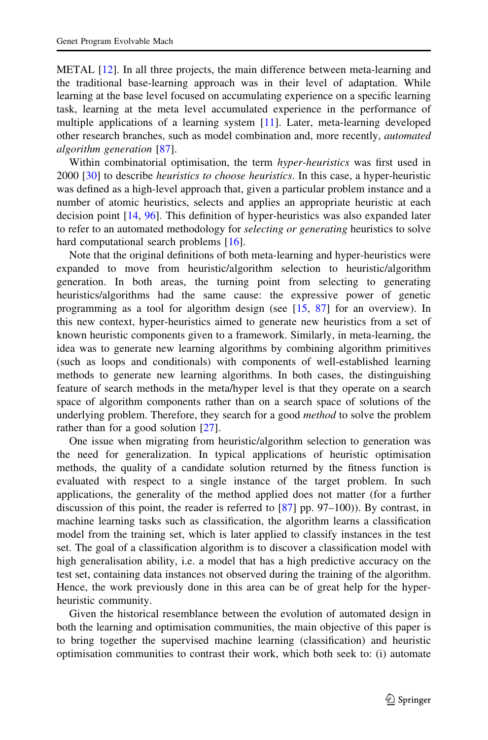METAL [12]. In all three projects, the main difference between meta-learning and the traditional base-learning approach was in their level of adaptation. While learning at the base level focused on accumulating experience on a specific learning task, learning at the meta level accumulated experience in the performance of multiple applications of a learning system [11]. Later, meta-learning developed other research branches, such as model combination and, more recently, *automated algorithm generation* [87].

Within combinatorial optimisation, the term *hyper-heuristics* was first used in 2000 [30] to describe *heuristics to choose heuristics*. In this case, a hyper-heuristic was defined as a high-level approach that, given a particular problem instance and a number of atomic heuristics, selects and applies an appropriate heuristic at each decision point [14, 96]. This definition of hyper-heuristics was also expanded later to refer to an automated methodology for *selecting or generating* heuristics to solve hard computational search problems [16].

Note that the original definitions of both meta-learning and hyper-heuristics were expanded to move from heuristic/algorithm selection to heuristic/algorithm generation. In both areas, the turning point from selecting to generating heuristics/algorithms had the same cause: the expressive power of genetic programming as a tool for algorithm design (see [15, 87] for an overview). In this new context, hyper-heuristics aimed to generate new heuristics from a set of known heuristic components given to a framework. Similarly, in meta-learning, the idea was to generate new learning algorithms by combining algorithm primitives (such as loops and conditionals) with components of well-established learning methods to generate new learning algorithms. In both cases, the distinguishing feature of search methods in the meta/hyper level is that they operate on a search space of algorithm components rather than on a search space of solutions of the underlying problem. Therefore, they search for a good *method* to solve the problem rather than for a good solution [27].

One issue when migrating from heuristic/algorithm selection to generation was the need for generalization. In typical applications of heuristic optimisation methods, the quality of a candidate solution returned by the fitness function is evaluated with respect to a single instance of the target problem. In such applications, the generality of the method applied does not matter (for a further discussion of this point, the reader is referred to [87] pp. 97–100)). By contrast, in machine learning tasks such as classification, the algorithm learns a classification model from the training set, which is later applied to classify instances in the test set. The goal of a classification algorithm is to discover a classification model with high generalisation ability, i.e. a model that has a high predictive accuracy on the test set, containing data instances not observed during the training of the algorithm. Hence, the work previously done in this area can be of great help for the hyper-heuristic community.

Given the historical resemblance between the evolution of automated design in both the learning and optimisation communities, the main objective of this paper is to bring together the supervised machine learning (classification) and heuristic optimisation communities to contrast their work, which both seek to: (i) automate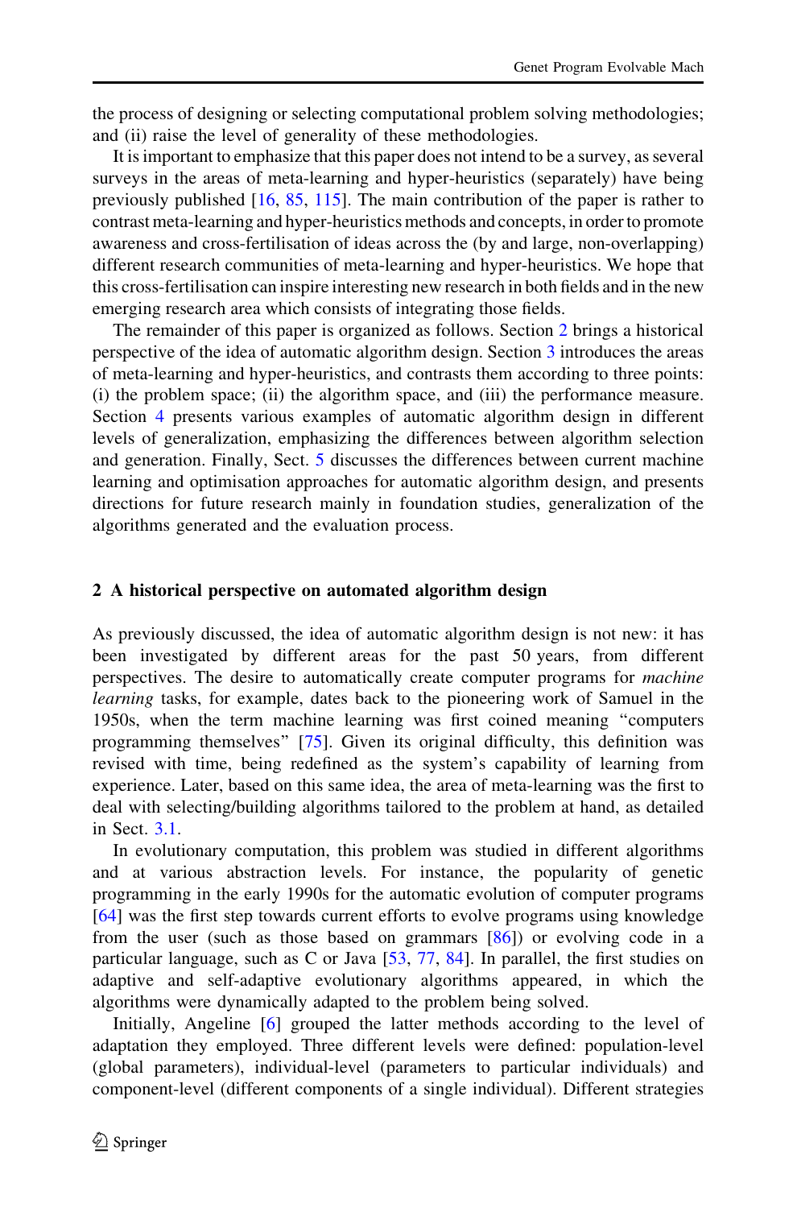the process of designing or selecting computational problem solving methodologies; and (ii) raise the level of generality of these methodologies.

It is important to emphasize that this paper does not intend to be a survey, as several surveys in the areas of meta-learning and hyper-heuristics (separately) have being previously published [16, 85, 115]. The main contribution of the paper is rather to contrast meta-learning and hyper-heuristics methods and concepts, in order to promote awareness and cross-fertilisation of ideas across the (by and large, non-overlapping) different research communities of meta-learning and hyper-heuristics. We hope that this cross-fertilisation can inspire interesting new research in both fields and in the new emerging research area which consists of integrating those fields.

The remainder of this paper is organized as follows. Section 2 brings a historical perspective of the idea of automatic algorithm design. Section 3 introduces the areas of meta-learning and hyper-heuristics, and contrasts them according to three points: (i) the problem space; (ii) the algorithm space, and (iii) the performance measure. Section 4 presents various examples of automatic algorithm design in different levels of generalization, emphasizing the differences between algorithm selection and generation. Finally, Sect. 5 discusses the differences between current machine learning and optimisation approaches for automatic algorithm design, and presents directions for future research mainly in foundation studies, generalization of the algorithms generated and the evaluation process.

## 2 A historical perspective on automated algorithm design

As previously discussed, the idea of automatic algorithm design is not new: it has been investigated by different areas for the past 50 years, from different perspectives. The desire to automatically create computer programs for *machine learning* tasks, for example, dates back to the pioneering work of Samuel in the 1950s, when the term machine learning was first coined meaning "computers programming themselves" [75]. Given its original difficulty, this definition was revised with time, being redefined as the system's capability of learning from experience. Later, based on this same idea, the area of meta-learning was the first to deal with selecting/building algorithms tailored to the problem at hand, as detailed in Sect. 3.1.

In evolutionary computation, this problem was studied in different algorithms and at various abstraction levels. For instance, the popularity of genetic programming in the early 1990s for the automatic evolution of computer programs [64] was the first step towards current efforts to evolve programs using knowledge from the user (such as those based on grammars [86]) or evolving code in a particular language, such as C or Java [53, 77, 84]. In parallel, the first studies on adaptive and self-adaptive evolutionary algorithms appeared, in which the algorithms were dynamically adapted to the problem being solved.

Initially, Angeline [6] grouped the latter methods according to the level of adaptation they employed. Three different levels were defined: population-level (global parameters), individual-level (parameters to particular individuals) and component-level (different components of a single individual). Different strategies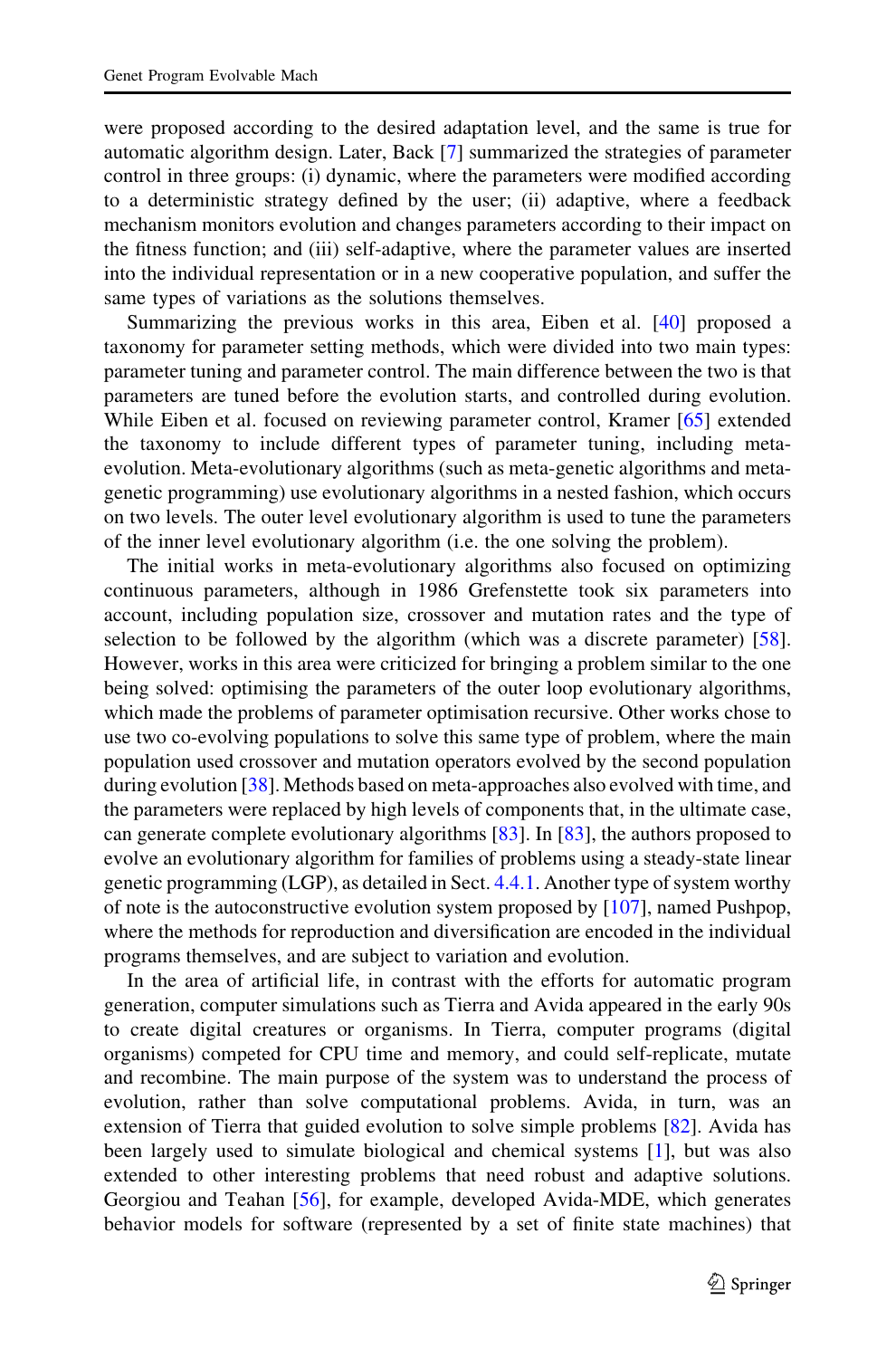were proposed according to the desired adaptation level, and the same is true for automatic algorithm design. Later, Back [7] summarized the strategies of parameter control in three groups: (i) dynamic, where the parameters were modified according to a deterministic strategy defined by the user; (ii) adaptive, where a feedback mechanism monitors evolution and changes parameters according to their impact on the fitness function; and (iii) self-adaptive, where the parameter values are inserted into the individual representation or in a new cooperative population, and suffer the same types of variations as the solutions themselves.

Summarizing the previous works in this area, Eiben et al. [40] proposed a taxonomy for parameter setting methods, which were divided into two main types: parameter tuning and parameter control. The main difference between the two is that parameters are tuned before the evolution starts, and controlled during evolution. While Eiben et al. focused on reviewing parameter control, Kramer [65] extended the taxonomy to include different types of parameter tuning, including meta-evolution. Meta-evolutionary algorithms (such as meta-genetic algorithms and meta-genetic programming) use evolutionary algorithms in a nested fashion, which occurs on two levels. The outer level evolutionary algorithm is used to tune the parameters of the inner level evolutionary algorithm (i.e. the one solving the problem).

The initial works in meta-evolutionary algorithms also focused on optimizing continuous parameters, although in 1986 Grefenstette took six parameters into account, including population size, crossover and mutation rates and the type of selection to be followed by the algorithm (which was a discrete parameter) [58]. However, works in this area were criticized for bringing a problem similar to the one being solved: optimising the parameters of the outer loop evolutionary algorithms, which made the problems of parameter optimisation recursive. Other works chose to use two co-evolving populations to solve this same type of problem, where the main population used crossover and mutation operators evolved by the second population during evolution [38]. Methods based on meta-approaches also evolved with time, and the parameters were replaced by high levels of components that, in the ultimate case, can generate complete evolutionary algorithms [83]. In [83], the authors proposed to evolve an evolutionary algorithm for families of problems using a steady-state linear genetic programming (LGP), as detailed in Sect. 4.4.1. Another type of system worthy of note is the autoconstructive evolution system proposed by [107], named Pushpop, where the methods for reproduction and diversification are encoded in the individual programs themselves, and are subject to variation and evolution.

In the area of artificial life, in contrast with the efforts for automatic program generation, computer simulations such as Tierra and Avida appeared in the early 90s to create digital creatures or organisms. In Tierra, computer programs (digital organisms) competed for CPU time and memory, and could self-replicate, mutate and recombine. The main purpose of the system was to understand the process of evolution, rather than solve computational problems. Avida, in turn, was an extension of Tierra that guided evolution to solve simple problems [82]. Avida has been largely used to simulate biological and chemical systems [1], but was also extended to other interesting problems that need robust and adaptive solutions. Georgiou and Teahan [56], for example, developed Avida-MDE, which generates behavior models for software (represented by a set of finite state machines) that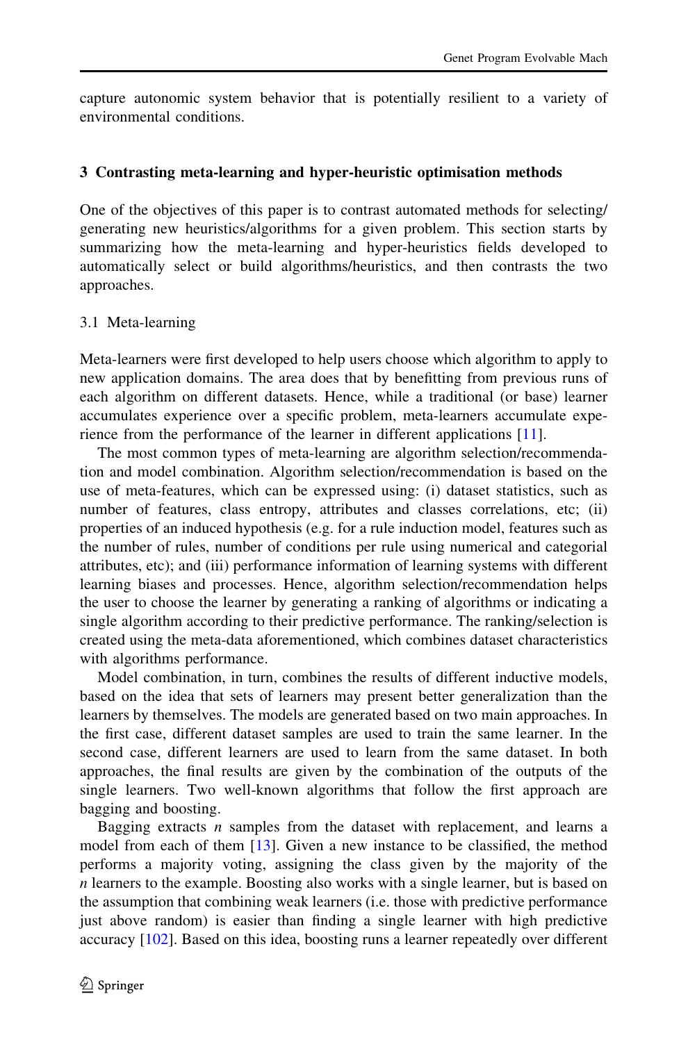capture autonomic system behavior that is potentially resilient to a variety of environmental conditions.

## 3 Contrasting meta-learning and hyper-heuristic optimisation methods

One of the objectives of this paper is to contrast automated methods for selecting/generating new heuristics/algorithms for a given problem. This section starts by summarizing how the meta-learning and hyper-heuristics fields developed to automatically select or build algorithms/heuristics, and then contrasts the two approaches.

### 3.1 Meta-learning

Meta-learners were first developed to help users choose which algorithm to apply to new application domains. The area does that by benefitting from previous runs of each algorithm on different datasets. Hence, while a traditional (or base) learner accumulates experience over a specific problem, meta-learners accumulate experience from the performance of the learner in different applications [11].

The most common types of meta-learning are algorithm selection/recommendation and model combination. Algorithm selection/recommendation is based on the use of meta-features, which can be expressed using: (i) dataset statistics, such as number of features, class entropy, attributes and classes correlations, etc; (ii) properties of an induced hypothesis (e.g. for a rule induction model, features such as the number of rules, number of conditions per rule using numerical and categorial attributes, etc); and (iii) performance information of learning systems with different learning biases and processes. Hence, algorithm selection/recommendation helps the user to choose the learner by generating a ranking of algorithms or indicating a single algorithm according to their predictive performance. The ranking/selection is created using the meta-data aforementioned, which combines dataset characteristics with algorithms performance.

Model combination, in turn, combines the results of different inductive models, based on the idea that sets of learners may present better generalization than the learners by themselves. The models are generated based on two main approaches. In the first case, different dataset samples are used to train the same learner. In the second case, different learners are used to learn from the same dataset. In both approaches, the final results are given by the combination of the outputs of the single learners. Two well-known algorithms that follow the first approach are bagging and boosting.

Bagging extracts $n$ samples from the dataset with replacement, and learns a model from each of them [13]. Given a new instance to be classified, the method performs a majority voting, assigning the class given by the majority of the $n$ learners to the example. Boosting also works with a single learner, but is based on the assumption that combining weak learners (i.e. those with predictive performance just above random) is easier than finding a single learner with high predictive accuracy [102]. Based on this idea, boosting runs a learner repeatedly over different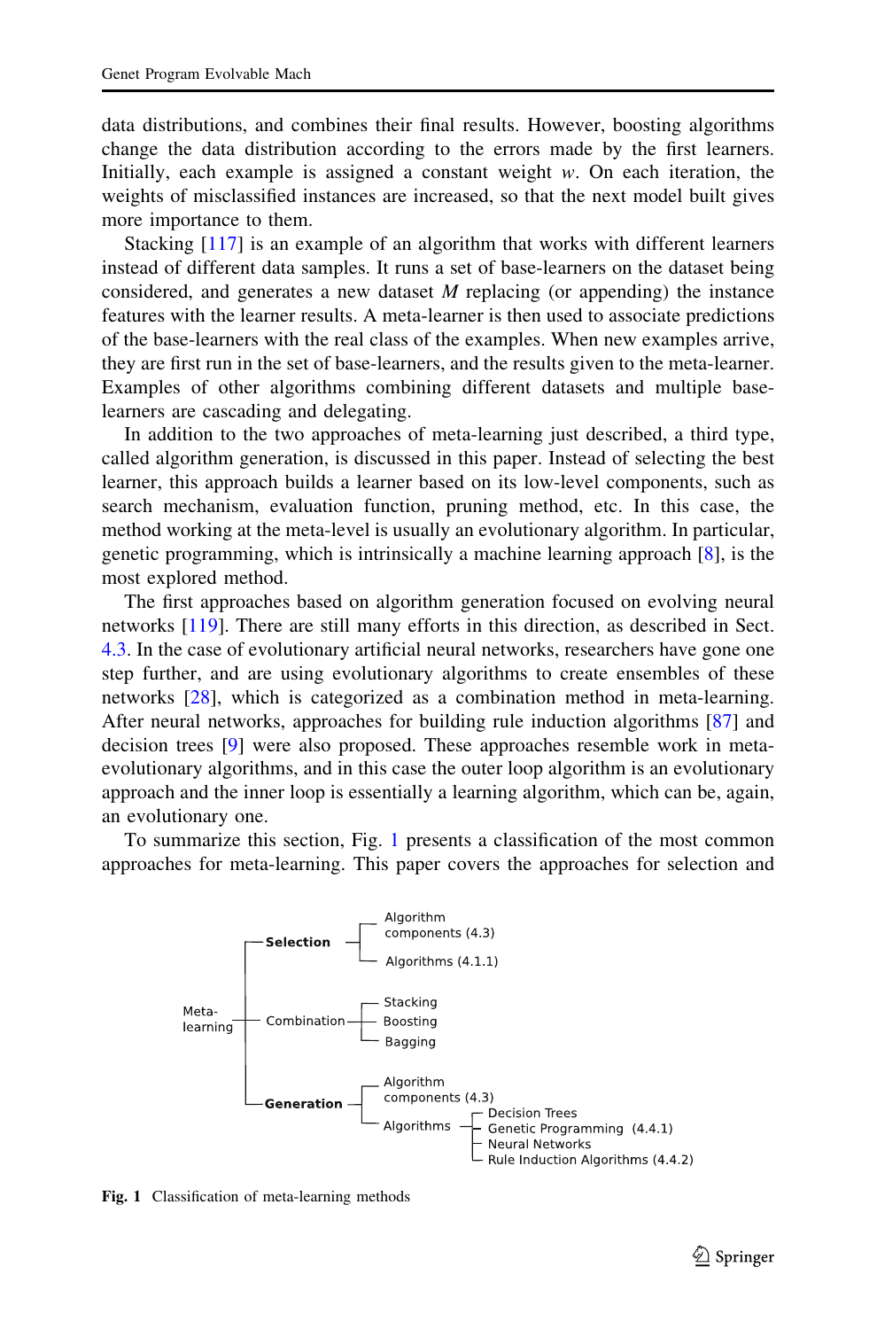data distributions, and combines their final results. However, boosting algorithms change the data distribution according to the errors made by the first learners. Initially, each example is assigned a constant weight *w*. On each iteration, the weights of misclassified instances are increased, so that the next model built gives more importance to them.

Stacking [117] is an example of an algorithm that works with different learners instead of different data samples. It runs a set of base-learners on the dataset being considered, and generates a new dataset *M* replacing (or appending) the instance features with the learner results. A meta-learner is then used to associate predictions of the base-learners with the real class of the examples. When new examples arrive, they are first run in the set of base-learners, and the results given to the meta-learner. Examples of other algorithms combining different datasets and multiple base-learners are cascading and delegating.

In addition to the two approaches of meta-learning just described, a third type, called algorithm generation, is discussed in this paper. Instead of selecting the best learner, this approach builds a learner based on its low-level components, such as search mechanism, evaluation function, pruning method, etc. In this case, the method working at the meta-level is usually an evolutionary algorithm. In particular, genetic programming, which is intrinsically a machine learning approach [8], is the most explored method.

The first approaches based on algorithm generation focused on evolving neural networks [119]. There are still many efforts in this direction, as described in Sect. 4.3. In the case of evolutionary artificial neural networks, researchers have gone one step further, and are using evolutionary algorithms to create ensembles of these networks [28], which is categorized as a combination method in meta-learning. After neural networks, approaches for building rule induction algorithms [87] and decision trees [9] were also proposed. These approaches resemble work in meta-evolutionary algorithms, and in this case the outer loop algorithm is an evolutionary approach and the inner loop is essentially a learning algorithm, which can be, again, an evolutionary one.

To summarize this section, Fig. 1 presents a classification of the most common approaches for meta-learning. This paper covers the approaches for selection and

- Meta-learning
  - **Selection**
    - Algorithm components (4.3)
    - Algorithms (4.1.1)
  - Combination
    - Stacking
    - Boosting
    - Bagging
  - **Generation**
    - Algorithm components (4.3)
    - Algorithms
      - Decision Trees
      - Genetic Programming (4.4.1)
      - Neural Networks
      - Rule Induction Algorithms (4.4.2)

**Fig. 1** Classification of meta-learning methods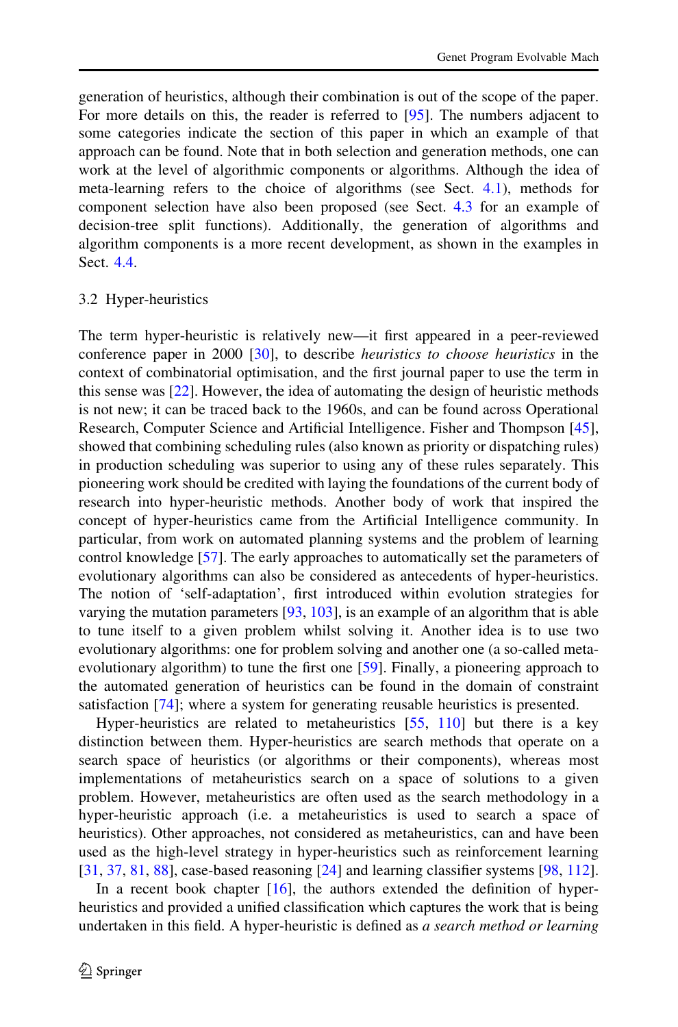generation of heuristics, although their combination is out of the scope of the paper. For more details on this, the reader is referred to [95]. The numbers adjacent to some categories indicate the section of this paper in which an example of that approach can be found. Note that in both selection and generation methods, one can work at the level of algorithmic components or algorithms. Although the idea of meta-learning refers to the choice of algorithms (see Sect. 4.1), methods for component selection have also been proposed (see Sect. 4.3 for an example of decision-tree split functions). Additionally, the generation of algorithms and algorithm components is a more recent development, as shown in the examples in Sect. 4.4.

### 3.2 Hyper-heuristics

The term hyper-heuristic is relatively new—it first appeared in a peer-reviewed conference paper in 2000 [30], to describe *heuristics to choose heuristics* in the context of combinatorial optimisation, and the first journal paper to use the term in this sense was [22]. However, the idea of automating the design of heuristic methods is not new; it can be traced back to the 1960s, and can be found across Operational Research, Computer Science and Artificial Intelligence. Fisher and Thompson [45], showed that combining scheduling rules (also known as priority or dispatching rules) in production scheduling was superior to using any of these rules separately. This pioneering work should be credited with laying the foundations of the current body of research into hyper-heuristic methods. Another body of work that inspired the concept of hyper-heuristics came from the Artificial Intelligence community. In particular, from work on automated planning systems and the problem of learning control knowledge [57]. The early approaches to automatically set the parameters of evolutionary algorithms can also be considered as antecedents of hyper-heuristics. The notion of 'self-adaptation', first introduced within evolution strategies for varying the mutation parameters [93, 103], is an example of an algorithm that is able to tune itself to a given problem whilst solving it. Another idea is to use two evolutionary algorithms: one for problem solving and another one (a so-called meta-evolutionary algorithm) to tune the first one [59]. Finally, a pioneering approach to the automated generation of heuristics can be found in the domain of constraint satisfaction [74]; where a system for generating reusable heuristics is presented.

Hyper-heuristics are related to metaheuristics [55, 110] but there is a key distinction between them. Hyper-heuristics are search methods that operate on a search space of heuristics (or algorithms or their components), whereas most implementations of metaheuristics search on a space of solutions to a given problem. However, metaheuristics are often used as the search methodology in a hyper-heuristic approach (i.e. a metaheuristics is used to search a space of heuristics). Other approaches, not considered as metaheuristics, can and have been used as the high-level strategy in hyper-heuristics such as reinforcement learning [31, 37, 81, 88], case-based reasoning [24] and learning classifier systems [98, 112].

In a recent book chapter [16], the authors extended the definition of hyper-heuristics and provided a unified classification which captures the work that is being undertaken in this field. A hyper-heuristic is defined as *a search method or learning*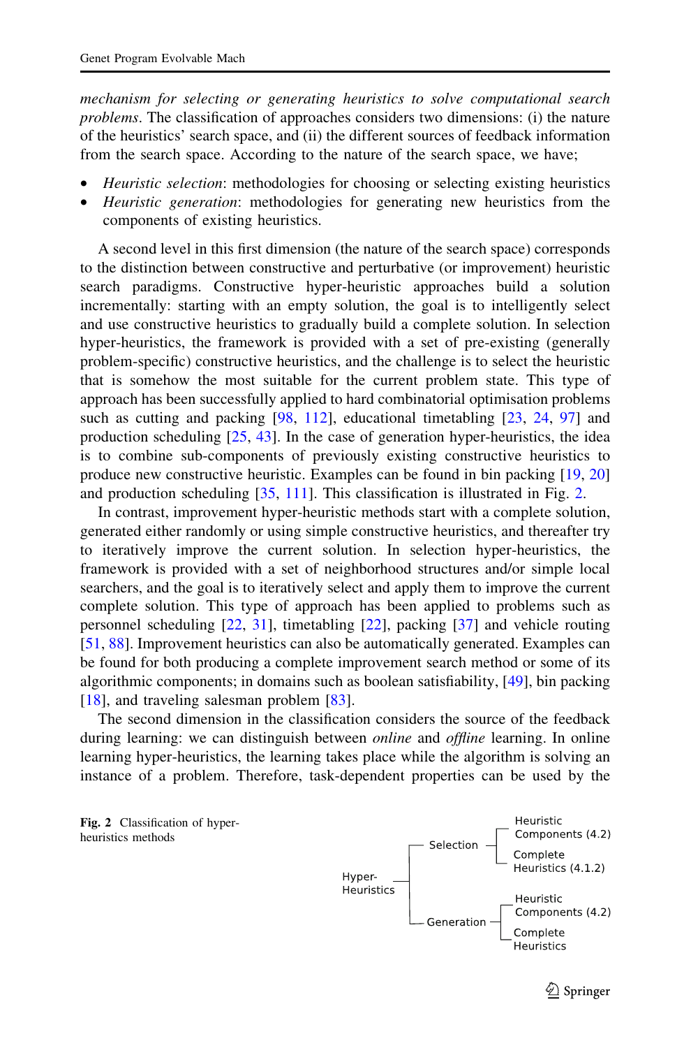*mechanism for selecting or generating heuristics to solve computational search problems*. The classification of approaches considers two dimensions: (i) the nature of the heuristics' search space, and (ii) the different sources of feedback information from the search space. According to the nature of the search space, we have;

- *Heuristic selection*: methodologies for choosing or selecting existing heuristics
- *Heuristic generation*: methodologies for generating new heuristics from the components of existing heuristics.

A second level in this first dimension (the nature of the search space) corresponds to the distinction between constructive and perturbative (or improvement) heuristic search paradigms. Constructive hyper-heuristic approaches build a solution incrementally: starting with an empty solution, the goal is to intelligently select and use constructive heuristics to gradually build a complete solution. In selection hyper-heuristics, the framework is provided with a set of pre-existing (generally problem-specific) constructive heuristics, and the challenge is to select the heuristic that is somehow the most suitable for the current problem state. This type of approach has been successfully applied to hard combinatorial optimisation problems such as cutting and packing [98, 112], educational timetabling [23, 24, 97] and production scheduling [25, 43]. In the case of generation hyper-heuristics, the idea is to combine sub-components of previously existing constructive heuristics to produce new constructive heuristic. Examples can be found in bin packing [19, 20] and production scheduling [35, 111]. This classification is illustrated in Fig. 2.

In contrast, improvement hyper-heuristic methods start with a complete solution, generated either randomly or using simple constructive heuristics, and thereafter try to iteratively improve the current solution. In selection hyper-heuristics, the framework is provided with a set of neighborhood structures and/or simple local searchers, and the goal is to iteratively select and apply them to improve the current complete solution. This type of approach has been applied to problems such as personnel scheduling [22, 31], timetabling [22], packing [37] and vehicle routing [51, 88]. Improvement heuristics can also be automatically generated. Examples can be found for both producing a complete improvement search method or some of its algorithmic components; in domains such as boolean satisfiability, [49], bin packing [18], and traveling salesman problem [83].

The second dimension in the classification considers the source of the feedback during learning: we can distinguish between *online* and *offline* learning. In online learning hyper-heuristics, the learning takes place while the algorithm is solving an instance of a problem. Therefore, task-dependent properties can be used by the

Hyper-Heuristics
Selection
Heuristic Components (4.2)
Complete Heuristics (4.1.2)
Generation
Heuristic Components (4.2)
Complete Heuristics

**Fig. 2** Classification of hyper-heuristics methods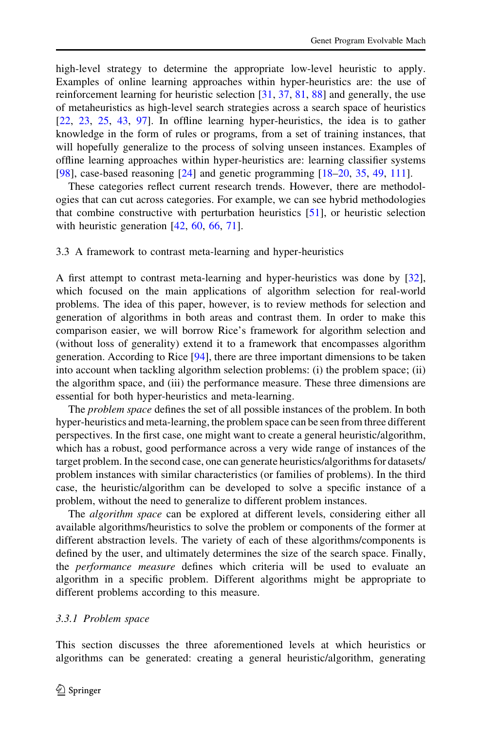high-level strategy to determine the appropriate low-level heuristic to apply. Examples of online learning approaches within hyper-heuristics are: the use of reinforcement learning for heuristic selection [31, 37, 81, 88] and generally, the use of metaheuristics as high-level search strategies across a search space of heuristics [22, 23, 25, 43, 97]. In offline learning hyper-heuristics, the idea is to gather knowledge in the form of rules or programs, from a set of training instances, that will hopefully generalize to the process of solving unseen instances. Examples of offline learning approaches within hyper-heuristics are: learning classifier systems [98], case-based reasoning [24] and genetic programming [18–20, 35, 49, 111].

These categories reflect current research trends. However, there are methodologies that can cut across categories. For example, we can see hybrid methodologies that combine constructive with perturbation heuristics [51], or heuristic selection with heuristic generation [42, 60, 66, 71].

### 3.3 A framework to contrast meta-learning and hyper-heuristics

A first attempt to contrast meta-learning and hyper-heuristics was done by [32], which focused on the main applications of algorithm selection for real-world problems. The idea of this paper, however, is to review methods for selection and generation of algorithms in both areas and contrast them. In order to make this comparison easier, we will borrow Rice's framework for algorithm selection and (without loss of generality) extend it to a framework that encompasses algorithm generation. According to Rice [94], there are three important dimensions to be taken into account when tackling algorithm selection problems: (i) the problem space; (ii) the algorithm space, and (iii) the performance measure. These three dimensions are essential for both hyper-heuristics and meta-learning.

The *problem space* defines the set of all possible instances of the problem. In both hyper-heuristics and meta-learning, the problem space can be seen from three different perspectives. In the first case, one might want to create a general heuristic/algorithm, which has a robust, good performance across a very wide range of instances of the target problem. In the second case, one can generate heuristics/algorithms for datasets/problem instances with similar characteristics (or families of problems). In the third case, the heuristic/algorithm can be developed to solve a specific instance of a problem, without the need to generalize to different problem instances.

The *algorithm space* can be explored at different levels, considering either all available algorithms/heuristics to solve the problem or components of the former at different abstraction levels. The variety of each of these algorithms/components is defined by the user, and ultimately determines the size of the search space. Finally, the *performance measure* defines which criteria will be used to evaluate an algorithm in a specific problem. Different algorithms might be appropriate to different problems according to this measure.

#### *3.3.1 Problem space*

This section discusses the three aforementioned levels at which heuristics or algorithms can be generated: creating a general heuristic/algorithm, generating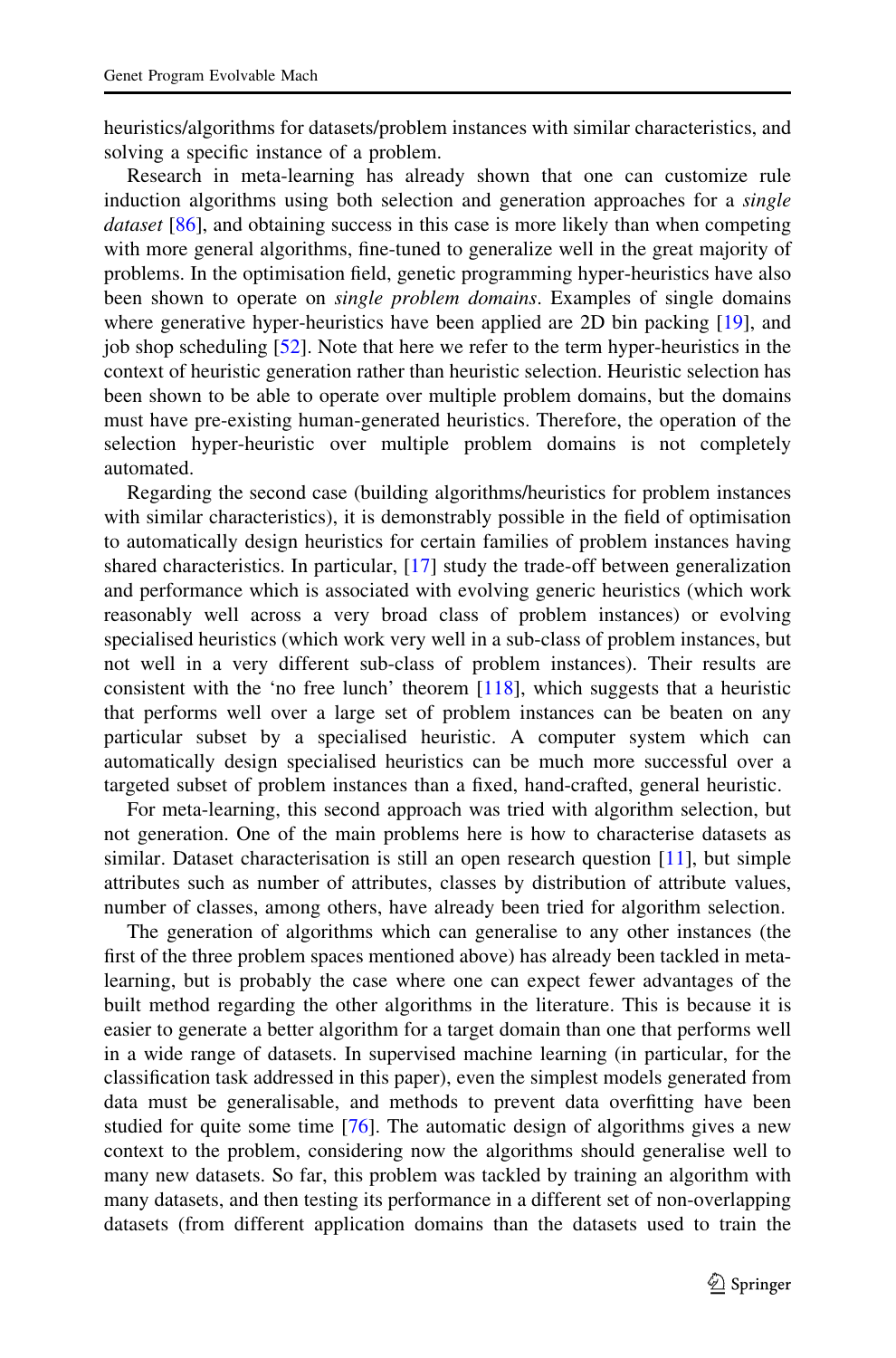heuristics/algorithms for datasets/problem instances with similar characteristics, and solving a specific instance of a problem.

Research in meta-learning has already shown that one can customize rule induction algorithms using both selection and generation approaches for a *single dataset* [86], and obtaining success in this case is more likely than when competing with more general algorithms, fine-tuned to generalize well in the great majority of problems. In the optimisation field, genetic programming hyper-heuristics have also been shown to operate on *single problem domains*. Examples of single domains where generative hyper-heuristics have been applied are 2D bin packing [19], and job shop scheduling [52]. Note that here we refer to the term hyper-heuristics in the context of heuristic generation rather than heuristic selection. Heuristic selection has been shown to be able to operate over multiple problem domains, but the domains must have pre-existing human-generated heuristics. Therefore, the operation of the selection hyper-heuristic over multiple problem domains is not completely automated.

Regarding the second case (building algorithms/heuristics for problem instances with similar characteristics), it is demonstrably possible in the field of optimisation to automatically design heuristics for certain families of problem instances having shared characteristics. In particular, [17] study the trade-off between generalization and performance which is associated with evolving generic heuristics (which work reasonably well across a very broad class of problem instances) or evolving specialised heuristics (which work very well in a sub-class of problem instances, but not well in a very different sub-class of problem instances). Their results are consistent with the 'no free lunch' theorem [118], which suggests that a heuristic that performs well over a large set of problem instances can be beaten on any particular subset by a specialised heuristic. A computer system which can automatically design specialised heuristics can be much more successful over a targeted subset of problem instances than a fixed, hand-crafted, general heuristic.

For meta-learning, this second approach was tried with algorithm selection, but not generation. One of the main problems here is how to characterise datasets as similar. Dataset characterisation is still an open research question [11], but simple attributes such as number of attributes, classes by distribution of attribute values, number of classes, among others, have already been tried for algorithm selection.

The generation of algorithms which can generalise to any other instances (the first of the three problem spaces mentioned above) has already been tackled in meta-learning, but is probably the case where one can expect fewer advantages of the built method regarding the other algorithms in the literature. This is because it is easier to generate a better algorithm for a target domain than one that performs well in a wide range of datasets. In supervised machine learning (in particular, for the classification task addressed in this paper), even the simplest models generated from data must be generalisable, and methods to prevent data overfitting have been studied for quite some time [76]. The automatic design of algorithms gives a new context to the problem, considering now the algorithms should generalise well to many new datasets. So far, this problem was tackled by training an algorithm with many datasets, and then testing its performance in a different set of non-overlapping datasets (from different application domains than the datasets used to train the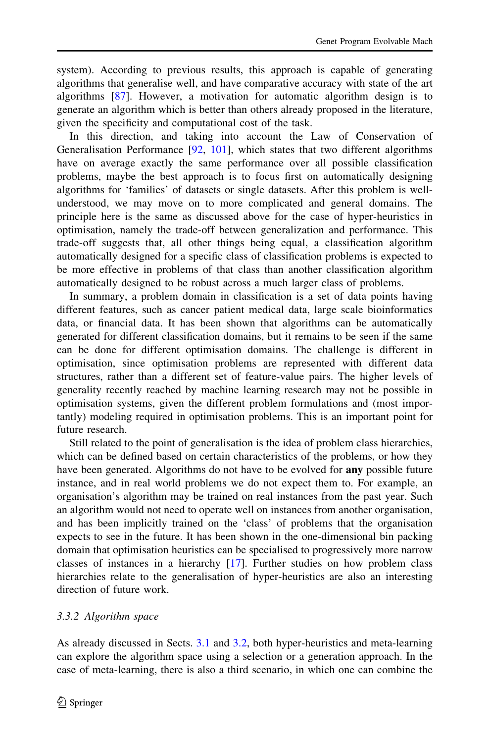system). According to previous results, this approach is capable of generating algorithms that generalise well, and have comparative accuracy with state of the art algorithms [87]. However, a motivation for automatic algorithm design is to generate an algorithm which is better than others already proposed in the literature, given the specificity and computational cost of the task.

In this direction, and taking into account the Law of Conservation of Generalisation Performance [92, 101], which states that two different algorithms have on average exactly the same performance over all possible classification problems, maybe the best approach is to focus first on automatically designing algorithms for 'families' of datasets or single datasets. After this problem is well-understood, we may move on to more complicated and general domains. The principle here is the same as discussed above for the case of hyper-heuristics in optimisation, namely the trade-off between generalization and performance. This trade-off suggests that, all other things being equal, a classification algorithm automatically designed for a specific class of classification problems is expected to be more effective in problems of that class than another classification algorithm automatically designed to be robust across a much larger class of problems.

In summary, a problem domain in classification is a set of data points having different features, such as cancer patient medical data, large scale bioinformatics data, or financial data. It has been shown that algorithms can be automatically generated for different classification domains, but it remains to be seen if the same can be done for different optimisation domains. The challenge is different in optimisation, since optimisation problems are represented with different data structures, rather than a different set of feature-value pairs. The higher levels of generality recently reached by machine learning research may not be possible in optimisation systems, given the different problem formulations and (most importantly) modeling required in optimisation problems. This is an important point for future research.

Still related to the point of generalisation is the idea of problem class hierarchies, which can be defined based on certain characteristics of the problems, or how they have been generated. Algorithms do not have to be evolved for **any** possible future instance, and in real world problems we do not expect them to. For example, an organisation's algorithm may be trained on real instances from the past year. Such an algorithm would not need to operate well on instances from another organisation, and has been implicitly trained on the 'class' of problems that the organisation expects to see in the future. It has been shown in the one-dimensional bin packing domain that optimisation heuristics can be specialised to progressively more narrow classes of instances in a hierarchy [17]. Further studies on how problem class hierarchies relate to the generalisation of hyper-heuristics are also an interesting direction of future work.

### *3.3.2 Algorithm space*

As already discussed in Sects. 3.1 and 3.2, both hyper-heuristics and meta-learning can explore the algorithm space using a selection or a generation approach. In the case of meta-learning, there is also a third scenario, in which one can combine the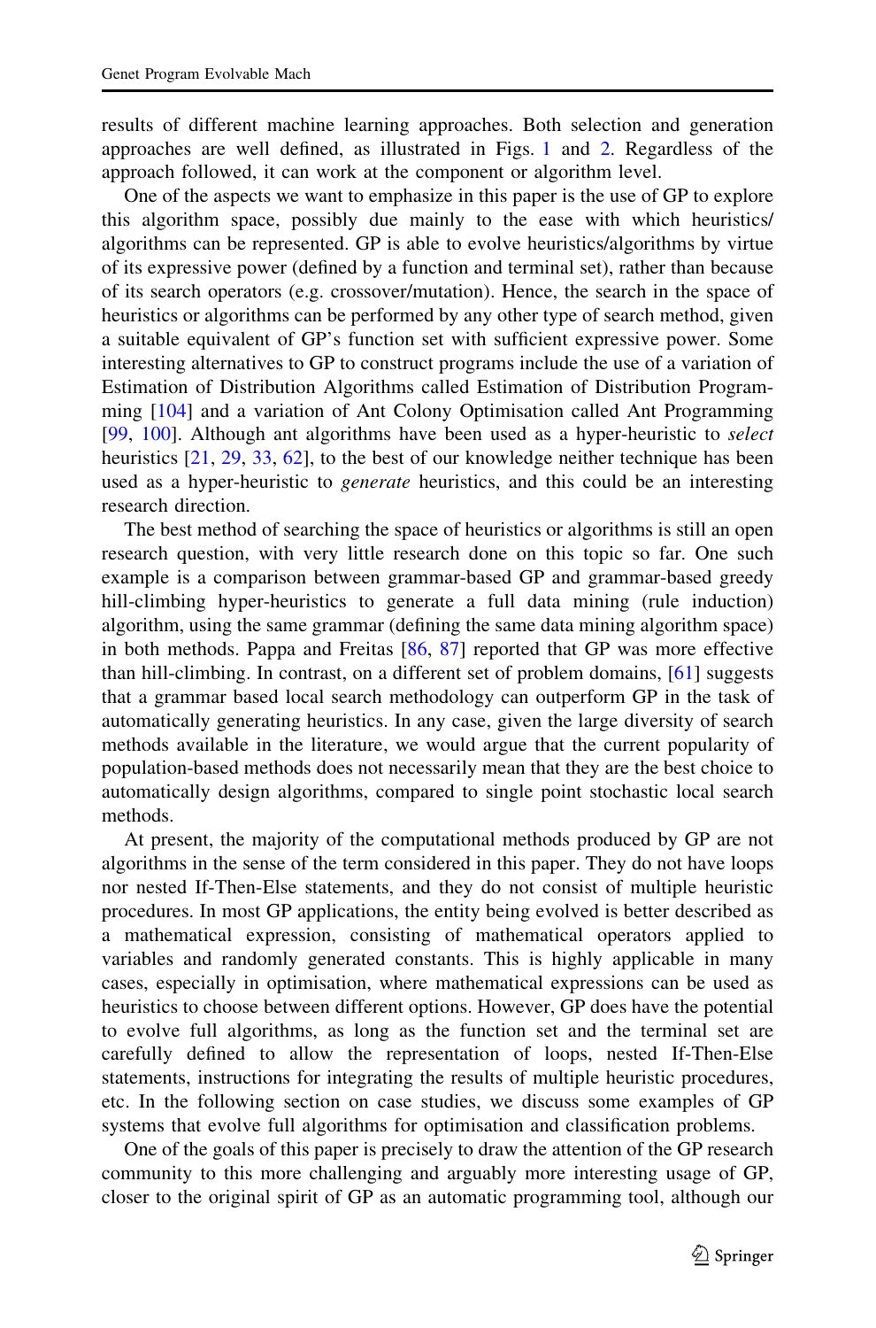results of different machine learning approaches. Both selection and generation approaches are well defined, as illustrated in Figs. 1 and 2. Regardless of the approach followed, it can work at the component or algorithm level.

One of the aspects we want to emphasize in this paper is the use of GP to explore this algorithm space, possibly due mainly to the ease with which heuristics/algorithms can be represented. GP is able to evolve heuristics/algorithms by virtue of its expressive power (defined by a function and terminal set), rather than because of its search operators (e.g. crossover/mutation). Hence, the search in the space of heuristics or algorithms can be performed by any other type of search method, given a suitable equivalent of GP's function set with sufficient expressive power. Some interesting alternatives to GP to construct programs include the use of a variation of Estimation of Distribution Algorithms called Estimation of Distribution Programming [104] and a variation of Ant Colony Optimisation called Ant Programming [99, 100]. Although ant algorithms have been used as a hyper-heuristic to *select* heuristics [21, 29, 33, 62], to the best of our knowledge neither technique has been used as a hyper-heuristic to *generate* heuristics, and this could be an interesting research direction.

The best method of searching the space of heuristics or algorithms is still an open research question, with very little research done on this topic so far. One such example is a comparison between grammar-based GP and grammar-based greedy hill-climbing hyper-heuristics to generate a full data mining (rule induction) algorithm, using the same grammar (defining the same data mining algorithm space) in both methods. Pappa and Freitas [86, 87] reported that GP was more effective than hill-climbing. In contrast, on a different set of problem domains, [61] suggests that a grammar based local search methodology can outperform GP in the task of automatically generating heuristics. In any case, given the large diversity of search methods available in the literature, we would argue that the current popularity of population-based methods does not necessarily mean that they are the best choice to automatically design algorithms, compared to single point stochastic local search methods.

At present, the majority of the computational methods produced by GP are not algorithms in the sense of the term considered in this paper. They do not have loops nor nested If-Then-Else statements, and they do not consist of multiple heuristic procedures. In most GP applications, the entity being evolved is better described as a mathematical expression, consisting of mathematical operators applied to variables and randomly generated constants. This is highly applicable in many cases, especially in optimisation, where mathematical expressions can be used as heuristics to choose between different options. However, GP does have the potential to evolve full algorithms, as long as the function set and the terminal set are carefully defined to allow the representation of loops, nested If-Then-Else statements, instructions for integrating the results of multiple heuristic procedures, etc. In the following section on case studies, we discuss some examples of GP systems that evolve full algorithms for optimisation and classification problems.

One of the goals of this paper is precisely to draw the attention of the GP research community to this more challenging and arguably more interesting usage of GP, closer to the original spirit of GP as an automatic programming tool, although our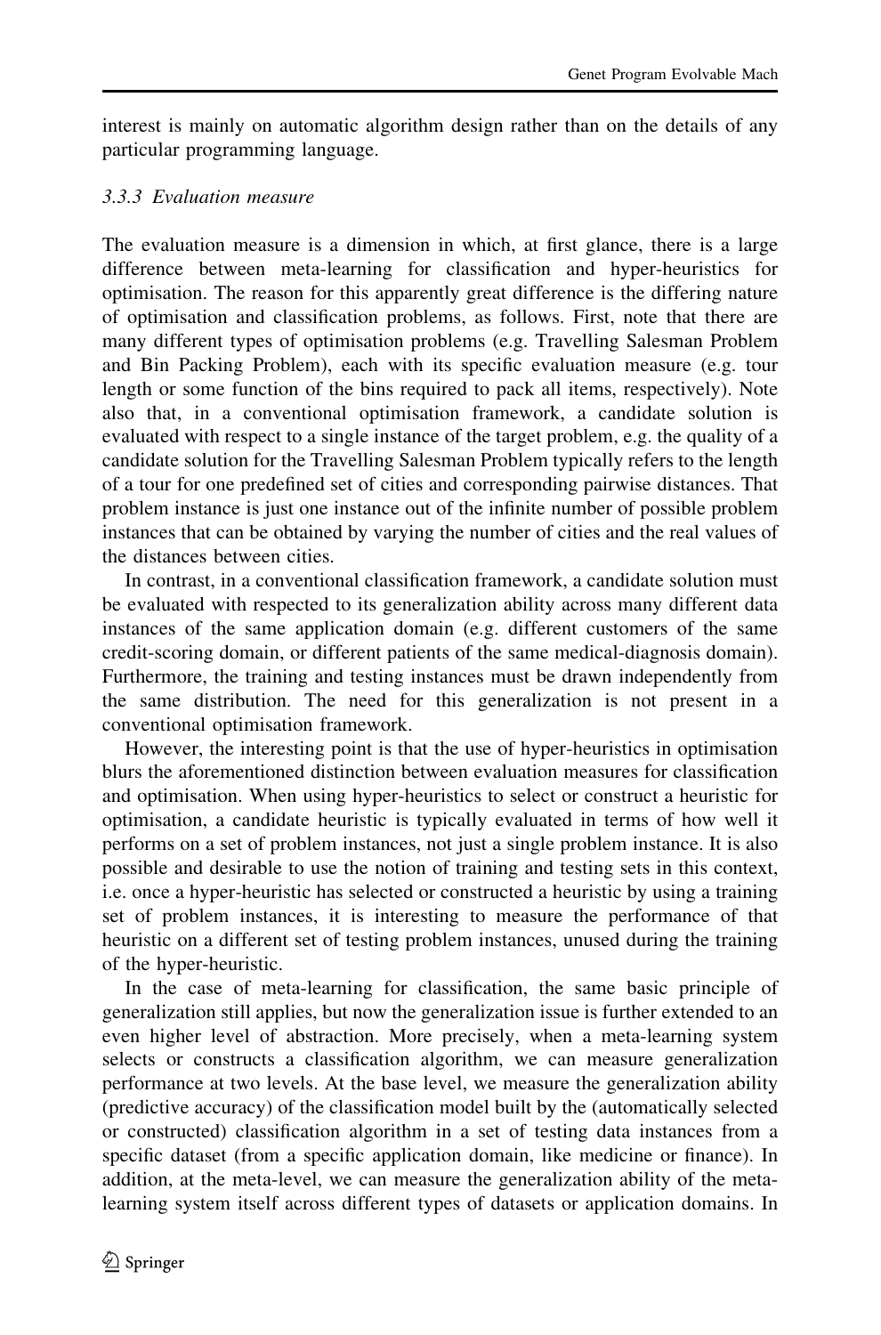interest is mainly on automatic algorithm design rather than on the details of any particular programming language.

### 3.3.3 Evaluation measure

The evaluation measure is a dimension in which, at first glance, there is a large difference between meta-learning for classification and hyper-heuristics for optimisation. The reason for this apparently great difference is the differing nature of optimisation and classification problems, as follows. First, note that there are many different types of optimisation problems (e.g. Travelling Salesman Problem and Bin Packing Problem), each with its specific evaluation measure (e.g. tour length or some function of the bins required to pack all items, respectively). Note also that, in a conventional optimisation framework, a candidate solution is evaluated with respect to a single instance of the target problem, e.g. the quality of a candidate solution for the Travelling Salesman Problem typically refers to the length of a tour for one predefined set of cities and corresponding pairwise distances. That problem instance is just one instance out of the infinite number of possible problem instances that can be obtained by varying the number of cities and the real values of the distances between cities.

In contrast, in a conventional classification framework, a candidate solution must be evaluated with respected to its generalization ability across many different data instances of the same application domain (e.g. different customers of the same credit-scoring domain, or different patients of the same medical-diagnosis domain). Furthermore, the training and testing instances must be drawn independently from the same distribution. The need for this generalization is not present in a conventional optimisation framework.

However, the interesting point is that the use of hyper-heuristics in optimisation blurs the aforementioned distinction between evaluation measures for classification and optimisation. When using hyper-heuristics to select or construct a heuristic for optimisation, a candidate heuristic is typically evaluated in terms of how well it performs on a set of problem instances, not just a single problem instance. It is also possible and desirable to use the notion of training and testing sets in this context, i.e. once a hyper-heuristic has selected or constructed a heuristic by using a training set of problem instances, it is interesting to measure the performance of that heuristic on a different set of testing problem instances, unused during the training of the hyper-heuristic.

In the case of meta-learning for classification, the same basic principle of generalization still applies, but now the generalization issue is further extended to an even higher level of abstraction. More precisely, when a meta-learning system selects or constructs a classification algorithm, we can measure generalization performance at two levels. At the base level, we measure the generalization ability (predictive accuracy) of the classification model built by the (automatically selected or constructed) classification algorithm in a set of testing data instances from a specific dataset (from a specific application domain, like medicine or finance). In addition, at the meta-level, we can measure the generalization ability of the meta-learning system itself across different types of datasets or application domains. In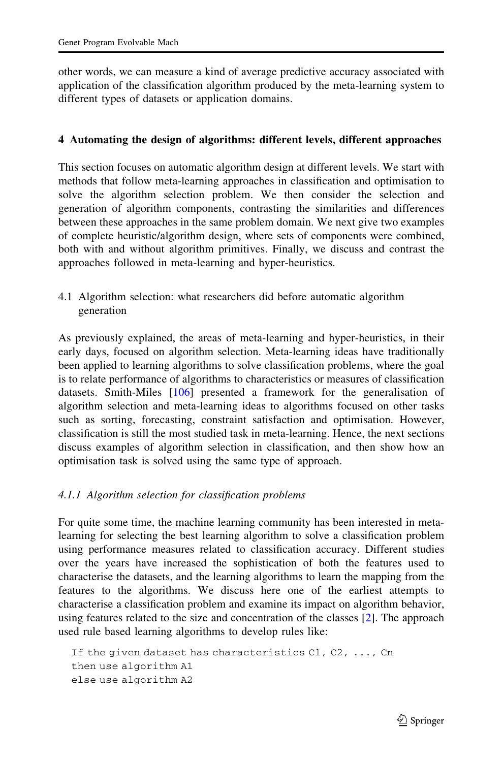other words, we can measure a kind of average predictive accuracy associated with application of the classification algorithm produced by the meta-learning system to different types of datasets or application domains.

## 4 Automating the design of algorithms: different levels, different approaches

This section focuses on automatic algorithm design at different levels. We start with methods that follow meta-learning approaches in classification and optimisation to solve the algorithm selection problem. We then consider the selection and generation of algorithm components, contrasting the similarities and differences between these approaches in the same problem domain. We next give two examples of complete heuristic/algorithm design, where sets of components were combined, both with and without algorithm primitives. Finally, we discuss and contrast the approaches followed in meta-learning and hyper-heuristics.

### 4.1 Algorithm selection: what researchers did before automatic algorithm generation

As previously explained, the areas of meta-learning and hyper-heuristics, in their early days, focused on algorithm selection. Meta-learning ideas have traditionally been applied to learning algorithms to solve classification problems, where the goal is to relate performance of algorithms to characteristics or measures of classification datasets. Smith-Miles [106] presented a framework for the generalisation of algorithm selection and meta-learning ideas to algorithms focused on other tasks such as sorting, forecasting, constraint satisfaction and optimisation. However, classification is still the most studied task in meta-learning. Hence, the next sections discuss examples of algorithm selection in classification, and then show how an optimisation task is solved using the same type of approach.

#### *4.1.1 Algorithm selection for classification problems*

For quite some time, the machine learning community has been interested in meta-learning for selecting the best learning algorithm to solve a classification problem using performance measures related to classification accuracy. Different studies over the years have increased the sophistication of both the features used to characterise the datasets, and the learning algorithms to learn the mapping from the features to the algorithms. We discuss here one of the earliest attempts to characterise a classification problem and examine its impact on algorithm behavior, using features related to the size and concentration of the classes [2]. The approach used rule based learning algorithms to develop rules like:

```
If the given dataset has characteristics C1, C2, ..., Cn
then use algorithm A1
else use algorithm A2
```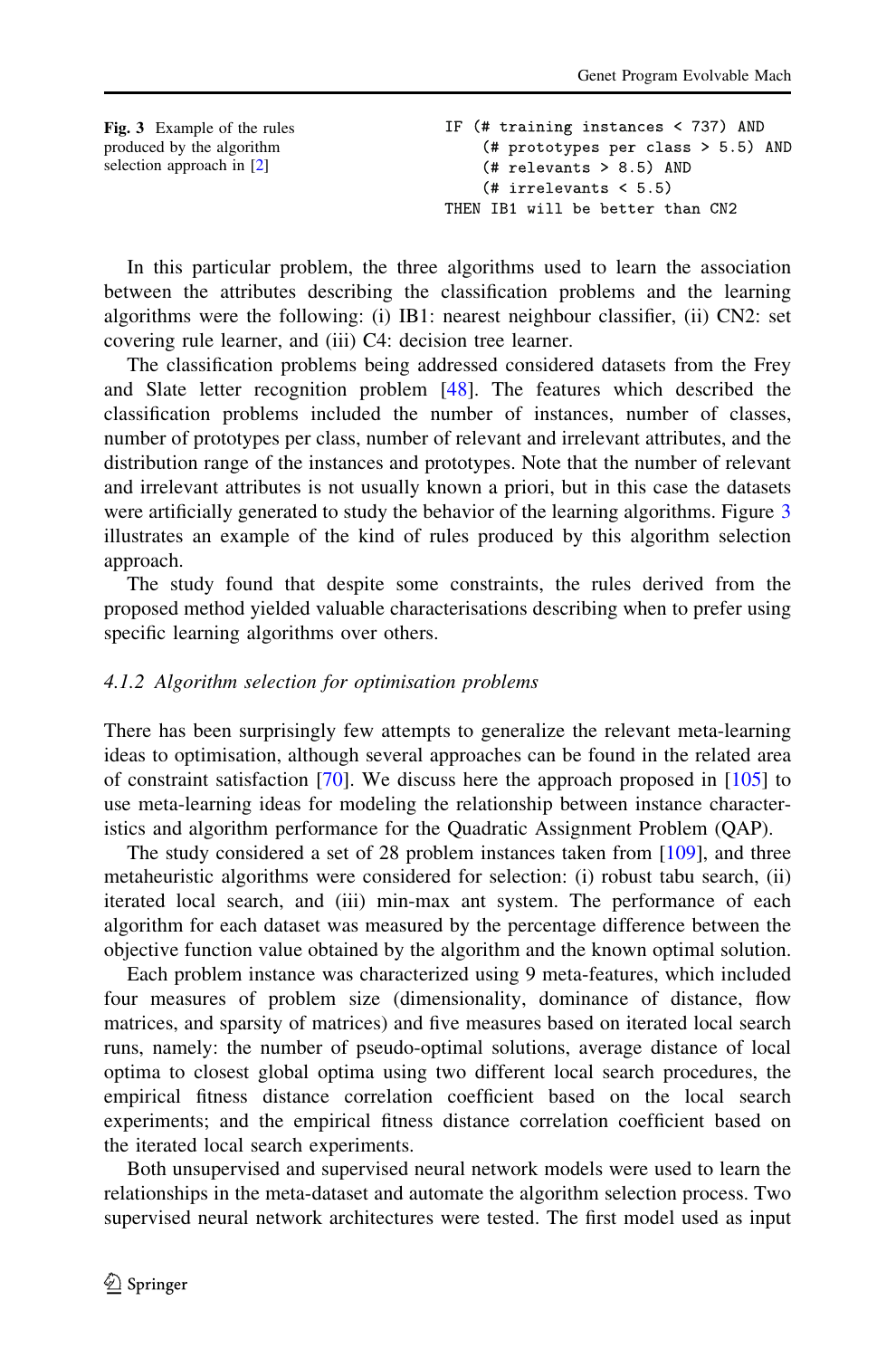**Fig. 3** Example of the rules produced by the algorithm selection approach in [2]

```
IF (# training instances < 737) AND
    (# prototypes per class > 5.5) AND
    (# relevants > 8.5) AND
    (# irrelevants < 5.5)
THEN IB1 will be better than CN2
```

In this particular problem, the three algorithms used to learn the association between the attributes describing the classification problems and the learning algorithms were the following: (i) IB1: nearest neighbour classifier, (ii) CN2: set covering rule learner, and (iii) C4: decision tree learner.

The classification problems being addressed considered datasets from the Frey and Slate letter recognition problem [48]. The features which described the classification problems included the number of instances, number of classes, number of prototypes per class, number of relevant and irrelevant attributes, and the distribution range of the instances and prototypes. Note that the number of relevant and irrelevant attributes is not usually known a priori, but in this case the datasets were artificially generated to study the behavior of the learning algorithms. Figure 3 illustrates an example of the kind of rules produced by this algorithm selection approach.

The study found that despite some constraints, the rules derived from the proposed method yielded valuable characterisations describing when to prefer using specific learning algorithms over others.

#### *4.1.2 Algorithm selection for optimisation problems*

There has been surprisingly few attempts to generalize the relevant meta-learning ideas to optimisation, although several approaches can be found in the related area of constraint satisfaction [70]. We discuss here the approach proposed in [105] to use meta-learning ideas for modeling the relationship between instance characteristics and algorithm performance for the Quadratic Assignment Problem (QAP).

The study considered a set of 28 problem instances taken from [109], and three metaheuristic algorithms were considered for selection: (i) robust tabu search, (ii) iterated local search, and (iii) min-max ant system. The performance of each algorithm for each dataset was measured by the percentage difference between the objective function value obtained by the algorithm and the known optimal solution.

Each problem instance was characterized using 9 meta-features, which included four measures of problem size (dimensionality, dominance of distance, flow matrices, and sparsity of matrices) and five measures based on iterated local search runs, namely: the number of pseudo-optimal solutions, average distance of local optima to closest global optima using two different local search procedures, the empirical fitness distance correlation coefficient based on the local search experiments; and the empirical fitness distance correlation coefficient based on the iterated local search experiments.

Both unsupervised and supervised neural network models were used to learn the relationships in the meta-dataset and automate the algorithm selection process. Two supervised neural network architectures were tested. The first model used as input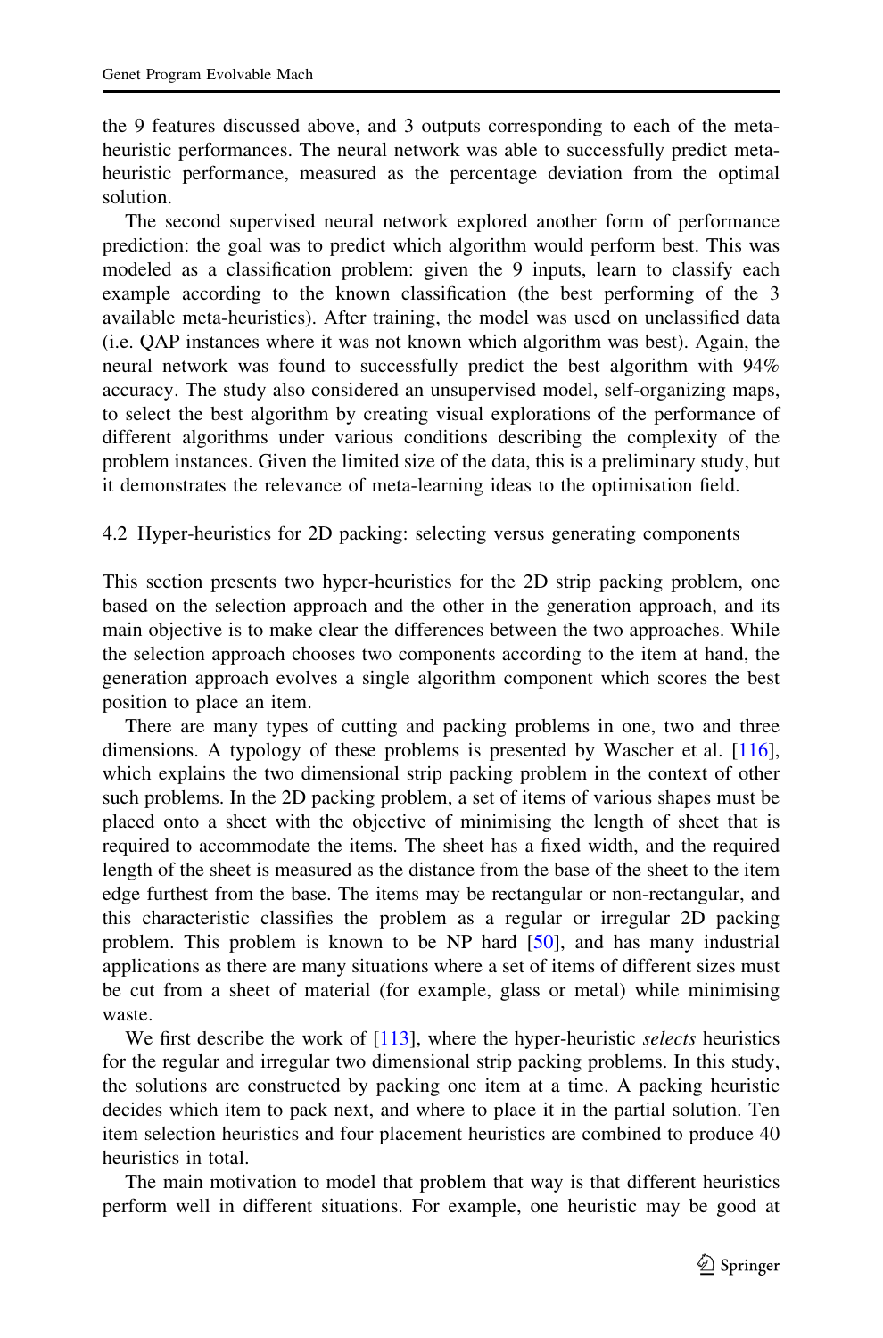the 9 features discussed above, and 3 outputs corresponding to each of the meta-heuristic performances. The neural network was able to successfully predict meta-heuristic performance, measured as the percentage deviation from the optimal solution.

The second supervised neural network explored another form of performance prediction: the goal was to predict which algorithm would perform best. This was modeled as a classification problem: given the 9 inputs, learn to classify each example according to the known classification (the best performing of the 3 available meta-heuristics). After training, the model was used on unclassified data (i.e. QAP instances where it was not known which algorithm was best). Again, the neural network was found to successfully predict the best algorithm with 94% accuracy. The study also considered an unsupervised model, self-organizing maps, to select the best algorithm by creating visual explorations of the performance of different algorithms under various conditions describing the complexity of the problem instances. Given the limited size of the data, this is a preliminary study, but it demonstrates the relevance of meta-learning ideas to the optimisation field.

### 4.2 Hyper-heuristics for 2D packing: selecting versus generating components

This section presents two hyper-heuristics for the 2D strip packing problem, one based on the selection approach and the other in the generation approach, and its main objective is to make clear the differences between the two approaches. While the selection approach chooses two components according to the item at hand, the generation approach evolves a single algorithm component which scores the best position to place an item.

There are many types of cutting and packing problems in one, two and three dimensions. A typology of these problems is presented by Wascher et al. [116], which explains the two dimensional strip packing problem in the context of other such problems. In the 2D packing problem, a set of items of various shapes must be placed onto a sheet with the objective of minimising the length of sheet that is required to accommodate the items. The sheet has a fixed width, and the required length of the sheet is measured as the distance from the base of the sheet to the item edge furthest from the base. The items may be rectangular or non-rectangular, and this characteristic classifies the problem as a regular or irregular 2D packing problem. This problem is known to be NP hard [50], and has many industrial applications as there are many situations where a set of items of different sizes must be cut from a sheet of material (for example, glass or metal) while minimising waste.

We first describe the work of [113], where the hyper-heuristic *selects* heuristics for the regular and irregular two dimensional strip packing problems. In this study, the solutions are constructed by packing one item at a time. A packing heuristic decides which item to pack next, and where to place it in the partial solution. Ten item selection heuristics and four placement heuristics are combined to produce 40 heuristics in total.

The main motivation to model that problem that way is that different heuristics perform well in different situations. For example, one heuristic may be good at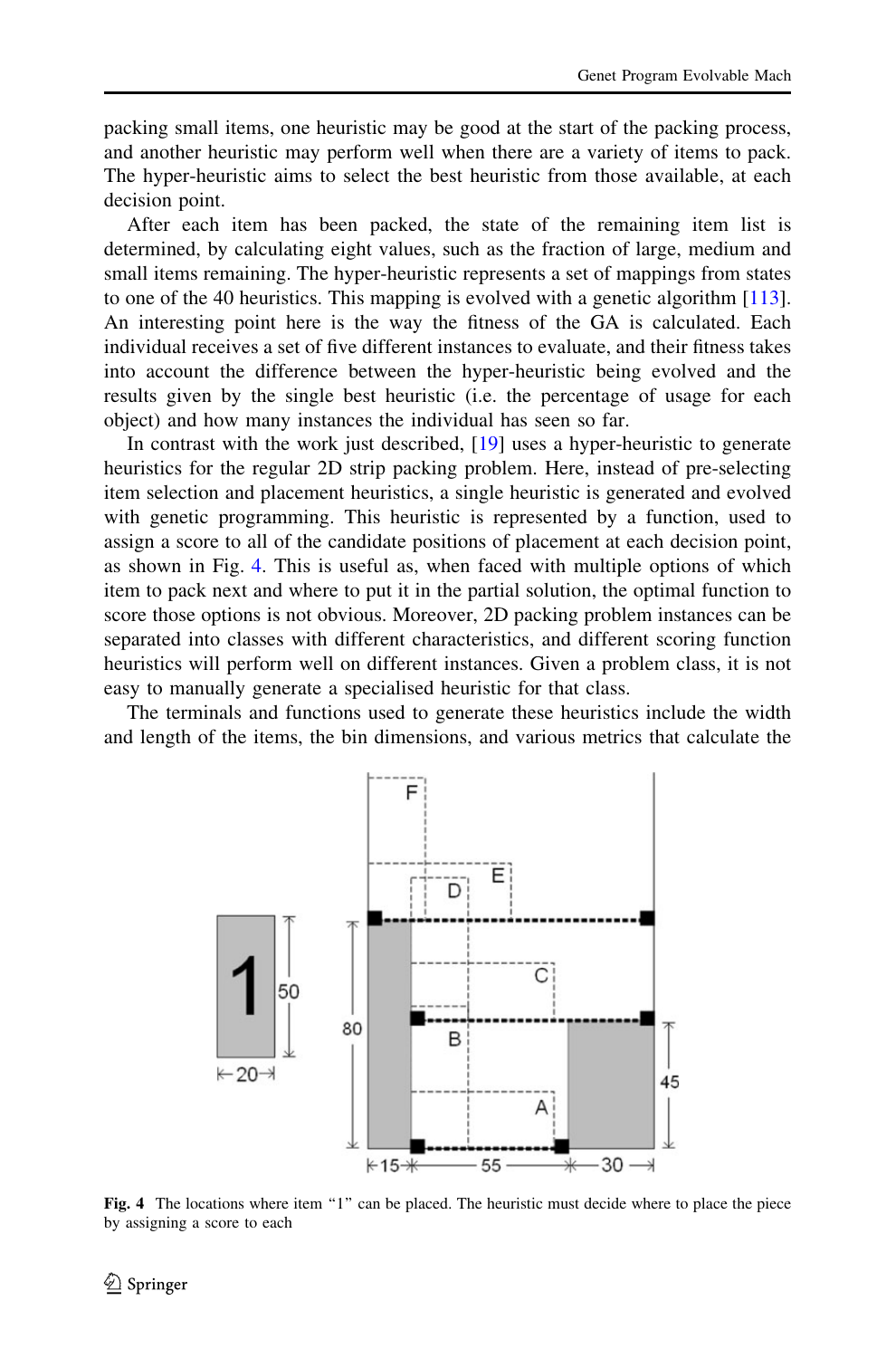packing small items, one heuristic may be good at the start of the packing process, and another heuristic may perform well when there are a variety of items to pack. The hyper-heuristic aims to select the best heuristic from those available, at each decision point.

After each item has been packed, the state of the remaining item list is determined, by calculating eight values, such as the fraction of large, medium and small items remaining. The hyper-heuristic represents a set of mappings from states to one of the 40 heuristics. This mapping is evolved with a genetic algorithm [113]. An interesting point here is the way the fitness of the GA is calculated. Each individual receives a set of five different instances to evaluate, and their fitness takes into account the difference between the hyper-heuristic being evolved and the results given by the single best heuristic (i.e. the percentage of usage for each object) and how many instances the individual has seen so far.

In contrast with the work just described, [19] uses a hyper-heuristic to generate heuristics for the regular 2D strip packing problem. Here, instead of pre-selecting item selection and placement heuristics, a single heuristic is generated and evolved with genetic programming. This heuristic is represented by a function, used to assign a score to all of the candidate positions of placement at each decision point, as shown in Fig. 4. This is useful as, when faced with multiple options of which item to pack next and where to put it in the partial solution, the optimal function to score those options is not obvious. Moreover, 2D packing problem instances can be separated into classes with different characteristics, and different scoring function heuristics will perform well on different instances. Given a problem class, it is not easy to manually generate a specialised heuristic for that class.

The terminals and functions used to generate these heuristics include the width and length of the items, the bin dimensions, and various metrics that calculate the

**Fig. 4** The locations where item "1" can be placed. The heuristic must decide where to place the piece by assigning a score to each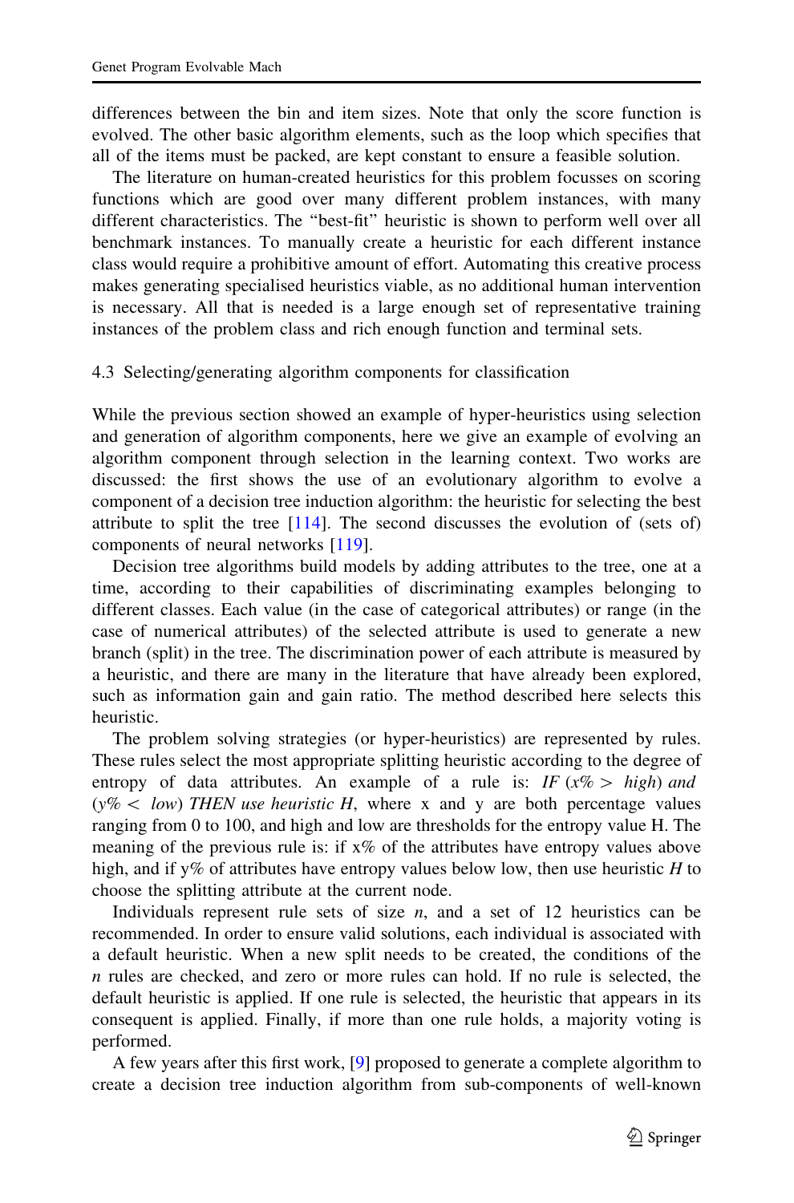differences between the bin and item sizes. Note that only the score function is evolved. The other basic algorithm elements, such as the loop which specifies that all of the items must be packed, are kept constant to ensure a feasible solution.

The literature on human-created heuristics for this problem focusses on scoring functions which are good over many different problem instances, with many different characteristics. The "best-fit" heuristic is shown to perform well over all benchmark instances. To manually create a heuristic for each different instance class would require a prohibitive amount of effort. Automating this creative process makes generating specialised heuristics viable, as no additional human intervention is necessary. All that is needed is a large enough set of representative training instances of the problem class and rich enough function and terminal sets.

### 4.3 Selecting/generating algorithm components for classification

While the previous section showed an example of hyper-heuristics using selection and generation of algorithm components, here we give an example of evolving an algorithm component through selection in the learning context. Two works are discussed: the first shows the use of an evolutionary algorithm to evolve a component of a decision tree induction algorithm: the heuristic for selecting the best attribute to split the tree [114]. The second discusses the evolution of (sets of) components of neural networks [119].

Decision tree algorithms build models by adding attributes to the tree, one at a time, according to their capabilities of discriminating examples belonging to different classes. Each value (in the case of categorical attributes) or range (in the case of numerical attributes) of the selected attribute is used to generate a new branch (split) in the tree. The discrimination power of each attribute is measured by a heuristic, and there are many in the literature that have already been explored, such as information gain and gain ratio. The method described here selects this heuristic.

The problem solving strategies (or hyper-heuristics) are represented by rules. These rules select the most appropriate splitting heuristic according to the degree of entropy of data attributes. An example of a rule is: *IF* ($x\% >$ *high*) *and* ($y\% <$ *low*) *THEN use heuristic H*, where x and y are both percentage values ranging from 0 to 100, and high and low are thresholds for the entropy value H. The meaning of the previous rule is: if x% of the attributes have entropy values above high, and if y% of attributes have entropy values below low, then use heuristic *H* to choose the splitting attribute at the current node.

Individuals represent rule sets of size *n*, and a set of 12 heuristics can be recommended. In order to ensure valid solutions, each individual is associated with a default heuristic. When a new split needs to be created, the conditions of the *n* rules are checked, and zero or more rules can hold. If no rule is selected, the default heuristic is applied. If one rule is selected, the heuristic that appears in its consequent is applied. Finally, if more than one rule holds, a majority voting is performed.

A few years after this first work, [9] proposed to generate a complete algorithm to create a decision tree induction algorithm from sub-components of well-known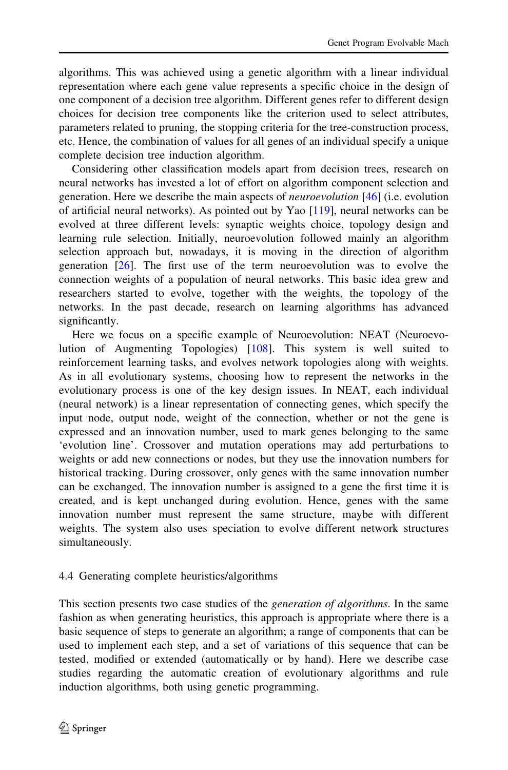algorithms. This was achieved using a genetic algorithm with a linear individual representation where each gene value represents a specific choice in the design of one component of a decision tree algorithm. Different genes refer to different design choices for decision tree components like the criterion used to select attributes, parameters related to pruning, the stopping criteria for the tree-construction process, etc. Hence, the combination of values for all genes of an individual specify a unique complete decision tree induction algorithm.

Considering other classification models apart from decision trees, research on neural networks has invested a lot of effort on algorithm component selection and generation. Here we describe the main aspects of *neuroevolution* [46] (i.e. evolution of artificial neural networks). As pointed out by Yao [119], neural networks can be evolved at three different levels: synaptic weights choice, topology design and learning rule selection. Initially, neuroevolution followed mainly an algorithm selection approach but, nowadays, it is moving in the direction of algorithm generation [26]. The first use of the term neuroevolution was to evolve the connection weights of a population of neural networks. This basic idea grew and researchers started to evolve, together with the weights, the topology of the networks. In the past decade, research on learning algorithms has advanced significantly.

Here we focus on a specific example of Neuroevolution: NEAT (Neuroevolution of Augmenting Topologies) [108]. This system is well suited to reinforcement learning tasks, and evolves network topologies along with weights. As in all evolutionary systems, choosing how to represent the networks in the evolutionary process is one of the key design issues. In NEAT, each individual (neural network) is a linear representation of connecting genes, which specify the input node, output node, weight of the connection, whether or not the gene is expressed and an innovation number, used to mark genes belonging to the same 'evolution line'. Crossover and mutation operations may add perturbations to weights or add new connections or nodes, but they use the innovation numbers for historical tracking. During crossover, only genes with the same innovation number can be exchanged. The innovation number is assigned to a gene the first time it is created, and is kept unchanged during evolution. Hence, genes with the same innovation number must represent the same structure, maybe with different weights. The system also uses speciation to evolve different network structures simultaneously.

### 4.4 Generating complete heuristics/algorithms

This section presents two case studies of the *generation of algorithms*. In the same fashion as when generating heuristics, this approach is appropriate where there is a basic sequence of steps to generate an algorithm; a range of components that can be used to implement each step, and a set of variations of this sequence that can be tested, modified or extended (automatically or by hand). Here we describe case studies regarding the automatic creation of evolutionary algorithms and rule induction algorithms, both using genetic programming.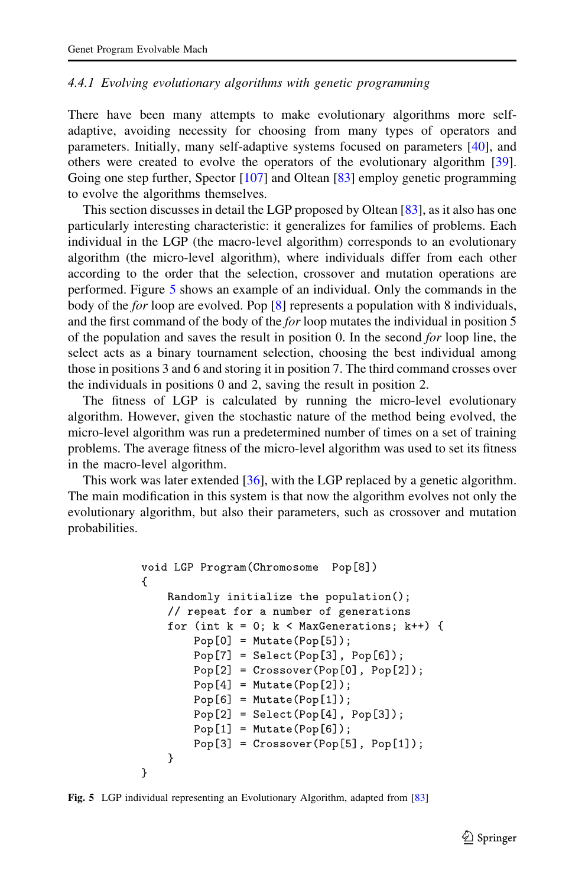#### 4.4.1 Evolving evolutionary algorithms with genetic programming

There have been many attempts to make evolutionary algorithms more self-adaptive, avoiding necessity for choosing from many types of operators and parameters. Initially, many self-adaptive systems focused on parameters [40], and others were created to evolve the operators of the evolutionary algorithm [39]. Going one step further, Spector [107] and Oltean [83] employ genetic programming to evolve the algorithms themselves.

This section discusses in detail the LGP proposed by Oltean [83], as it also has one particularly interesting characteristic: it generalizes for families of problems. Each individual in the LGP (the macro-level algorithm) corresponds to an evolutionary algorithm (the micro-level algorithm), where individuals differ from each other according to the order that the selection, crossover and mutation operations are performed. Figure 5 shows an example of an individual. Only the commands in the body of the *for* loop are evolved. Pop [8] represents a population with 8 individuals, and the first command of the body of the *for* loop mutates the individual in position 5 of the population and saves the result in position 0. In the second *for* loop line, the select acts as a binary tournament selection, choosing the best individual among those in positions 3 and 6 and storing it in position 7. The third command crosses over the individuals in positions 0 and 2, saving the result in position 2.

The fitness of LGP is calculated by running the micro-level evolutionary algorithm. However, given the stochastic nature of the method being evolved, the micro-level algorithm was run a predetermined number of times on a set of training problems. The average fitness of the micro-level algorithm was used to set its fitness in the macro-level algorithm.

This work was later extended [36], with the LGP replaced by a genetic algorithm. The main modification in this system is that now the algorithm evolves not only the evolutionary algorithm, but also their parameters, such as crossover and mutation probabilities.

```
void LGP Program(Chromosome  Pop[8])
{
    Randomly initialize the population();
    // repeat for a number of generations
    for (int k = 0; k < MaxGenerations; k++) {
        Pop[0] = Mutate(Pop[5]);
        Pop[7] = Select(Pop[3], Pop[6]);
        Pop[2] = Crossover(Pop[0], Pop[2]);
        Pop[4] = Mutate(Pop[2]);
        Pop[6] = Mutate(Pop[1]);
        Pop[2] = Select(Pop[4], Pop[3]);
        Pop[1] = Mutate(Pop[6]);
        Pop[3] = Crossover(Pop[5], Pop[1]);
    }
}
```

**Fig. 5** LGP individual representing an Evolutionary Algorithm, adapted from [83]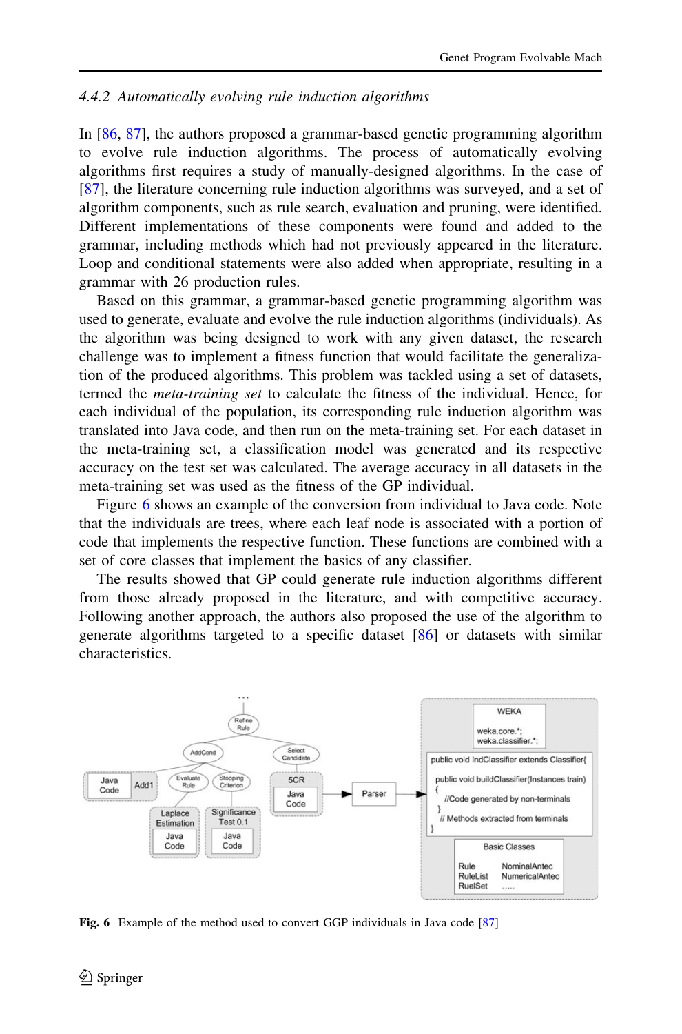### 4.4.2 Automatically evolving rule induction algorithms

In [86, 87], the authors proposed a grammar-based genetic programming algorithm to evolve rule induction algorithms. The process of automatically evolving algorithms first requires a study of manually-designed algorithms. In the case of [87], the literature concerning rule induction algorithms was surveyed, and a set of algorithm components, such as rule search, evaluation and pruning, were identified. Different implementations of these components were found and added to the grammar, including methods which had not previously appeared in the literature. Loop and conditional statements were also added when appropriate, resulting in a grammar with 26 production rules.

Based on this grammar, a grammar-based genetic programming algorithm was used to generate, evaluate and evolve the rule induction algorithms (individuals). As the algorithm was being designed to work with any given dataset, the research challenge was to implement a fitness function that would facilitate the generalization of the produced algorithms. This problem was tackled using a set of datasets, termed the *meta-training set* to calculate the fitness of the individual. Hence, for each individual of the population, its corresponding rule induction algorithm was translated into Java code, and then run on the meta-training set. For each dataset in the meta-training set, a classification model was generated and its respective accuracy on the test set was calculated. The average accuracy in all datasets in the meta-training set was used as the fitness of the GP individual.

Figure 6 shows an example of the conversion from individual to Java code. Note that the individuals are trees, where each leaf node is associated with a portion of code that implements the respective function. These functions are combined with a set of core classes that implement the basics of any classifier.

The results showed that GP could generate rule induction algorithms different from those already proposed in the literature, and with competitive accuracy. Following another approach, the authors also proposed the use of the algorithm to generate algorithms targeted to a specific dataset [86] or datasets with similar characteristics.

...
Refine Rule
AddCond
Select Candidate
Java Code
Add1
Evaluate Rule
Stopping Criterion
5CR
Java Code
Parser
Laplace Estimation
Java Code
Significance Test 0.1
Java Code
WEKA
weka.core.*;
weka.classifier.*;
public void IndClassifier extends Classifier{
public void buildClassifier(Instances train)
{
//Code generated by non-terminals
}
// Methods extracted from terminals
}
Basic Classes
Rule
RuleList
RuelSet
NominalAntec
NumericalAntec
.....

**Fig. 6** Example of the method used to convert GGP individuals in Java code [87]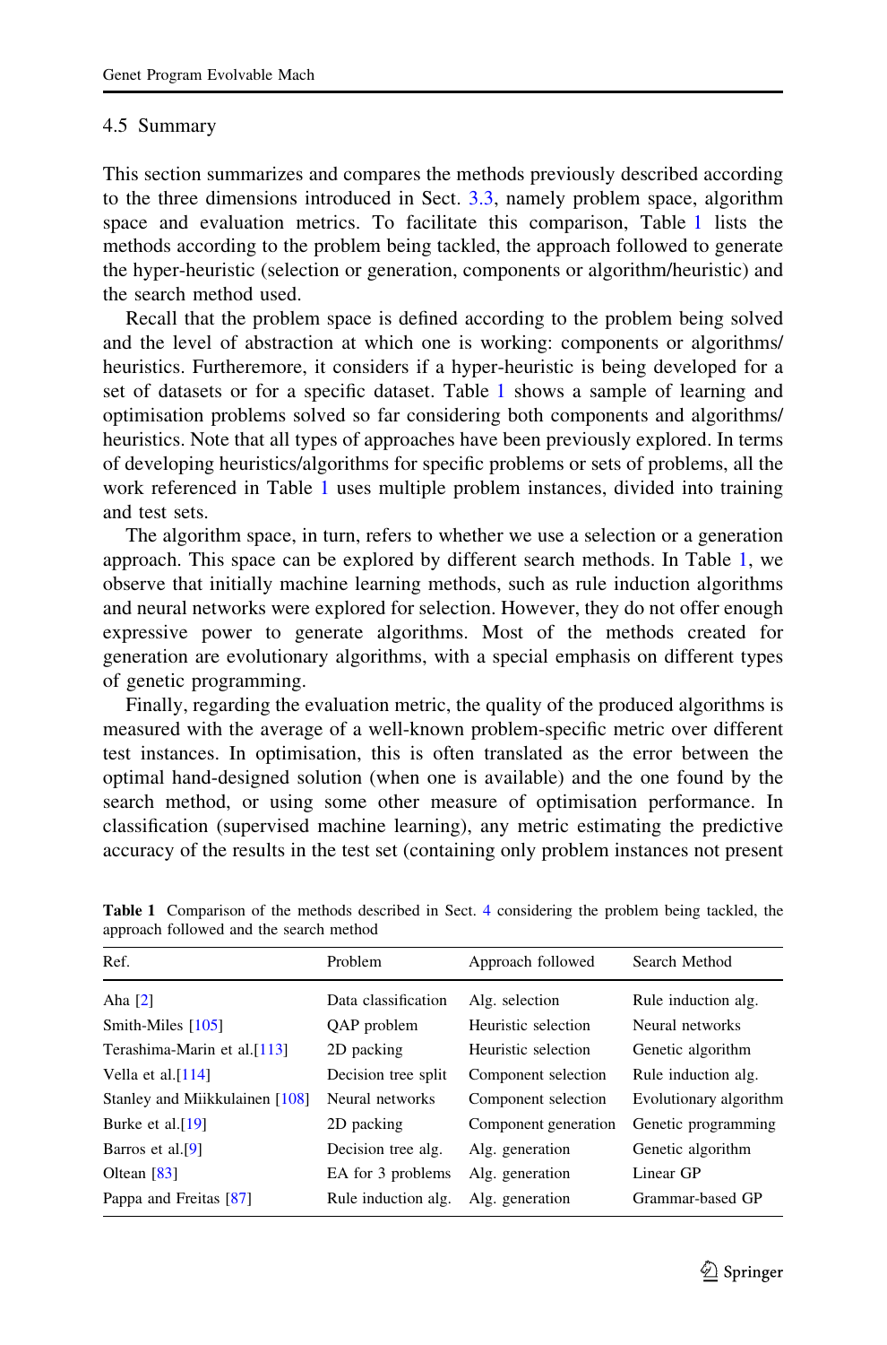### 4.5 Summary

This section summarizes and compares the methods previously described according to the three dimensions introduced in Sect. 3.3, namely problem space, algorithm space and evaluation metrics. To facilitate this comparison, Table 1 lists the methods according to the problem being tackled, the approach followed to generate the hyper-heuristic (selection or generation, components or algorithm/heuristic) and the search method used.

Recall that the problem space is defined according to the problem being solved and the level of abstraction at which one is working: components or algorithms/heuristics. Furtheremore, it considers if a hyper-heuristic is being developed for a set of datasets or for a specific dataset. Table 1 shows a sample of learning and optimisation problems solved so far considering both components and algorithms/heuristics. Note that all types of approaches have been previously explored. In terms of developing heuristics/algorithms for specific problems or sets of problems, all the work referenced in Table 1 uses multiple problem instances, divided into training and test sets.

The algorithm space, in turn, refers to whether we use a selection or a generation approach. This space can be explored by different search methods. In Table 1, we observe that initially machine learning methods, such as rule induction algorithms and neural networks were explored for selection. However, they do not offer enough expressive power to generate algorithms. Most of the methods created for generation are evolutionary algorithms, with a special emphasis on different types of genetic programming.

Finally, regarding the evaluation metric, the quality of the produced algorithms is measured with the average of a well-known problem-specific metric over different test instances. In optimisation, this is often translated as the error between the optimal hand-designed solution (when one is available) and the one found by the search method, or using some other measure of optimisation performance. In classification (supervised machine learning), any metric estimating the predictive accuracy of the results in the test set (containing only problem instances not present

**Table 1** Comparison of the methods described in Sect. 4 considering the problem being tackled, the approach followed and the search method

| Ref. | Problem | Approach followed | Search Method |
|---|---|---|---|
| Aha [2] | Data classification | Alg. selection | Rule induction alg. |
| Smith-Miles [105] | QAP problem | Heuristic selection | Neural networks |
| Terashima-Marin et al.[113] | 2D packing | Heuristic selection | Genetic algorithm |
| Vella et al.[114] | Decision tree split | Component selection | Rule induction alg. |
| Stanley and Miikkulainen [108] | Neural networks | Component selection | Evolutionary algorithm |
| Burke et al.[19] | 2D packing | Component generation | Genetic programming |
| Barros et al.[9] | Decision tree alg. | Alg. generation | Genetic algorithm |
| Oltean [83] | EA for 3 problems | Alg. generation | Linear GP |
| Pappa and Freitas [87] | Rule induction alg. | Alg. generation | Grammar-based GP |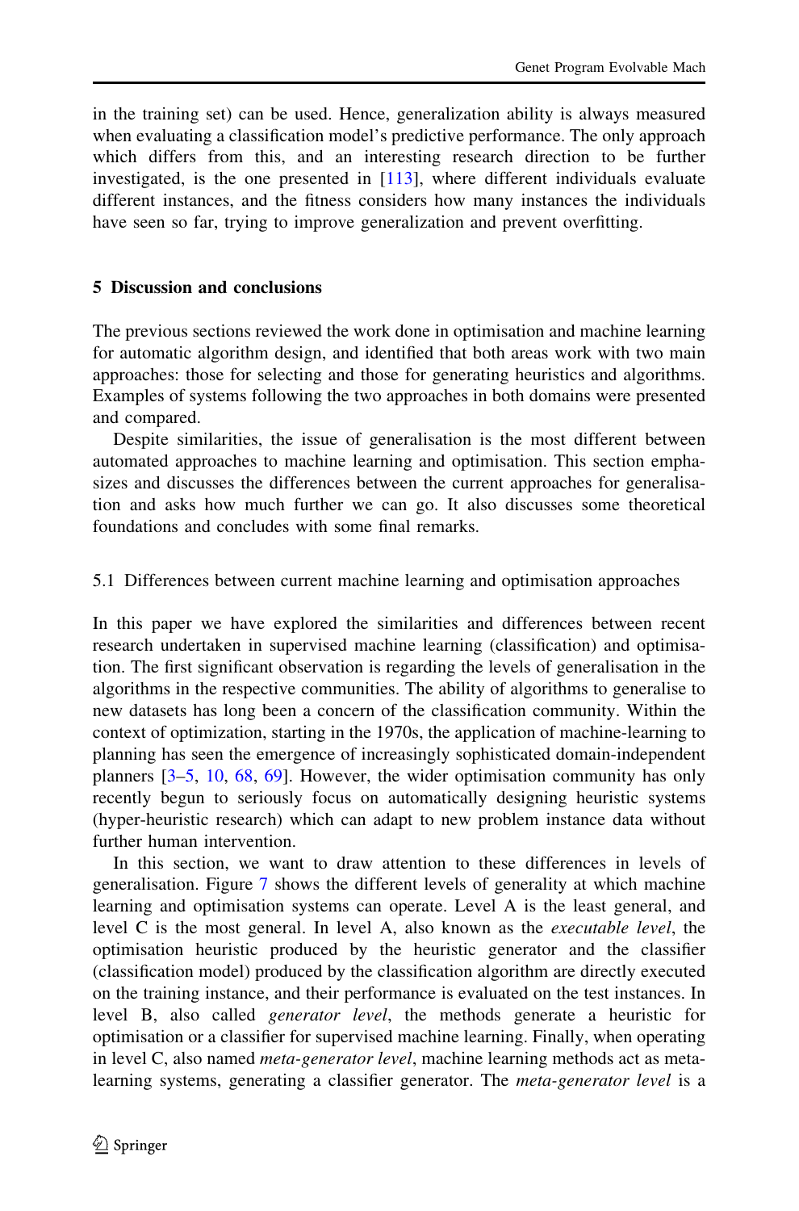in the training set) can be used. Hence, generalization ability is always measured when evaluating a classification model's predictive performance. The only approach which differs from this, and an interesting research direction to be further investigated, is the one presented in [113], where different individuals evaluate different instances, and the fitness considers how many instances the individuals have seen so far, trying to improve generalization and prevent overfitting.

## 5 Discussion and conclusions

The previous sections reviewed the work done in optimisation and machine learning for automatic algorithm design, and identified that both areas work with two main approaches: those for selecting and those for generating heuristics and algorithms. Examples of systems following the two approaches in both domains were presented and compared.

Despite similarities, the issue of generalisation is the most different between automated approaches to machine learning and optimisation. This section emphasizes and discusses the differences between the current approaches for generalisation and asks how much further we can go. It also discusses some theoretical foundations and concludes with some final remarks.

### 5.1 Differences between current machine learning and optimisation approaches

In this paper we have explored the similarities and differences between recent research undertaken in supervised machine learning (classification) and optimisation. The first significant observation is regarding the levels of generalisation in the algorithms in the respective communities. The ability of algorithms to generalise to new datasets has long been a concern of the classification community. Within the context of optimization, starting in the 1970s, the application of machine-learning to planning has seen the emergence of increasingly sophisticated domain-independent planners [3–5, 10, 68, 69]. However, the wider optimisation community has only recently begun to seriously focus on automatically designing heuristic systems (hyper-heuristic research) which can adapt to new problem instance data without further human intervention.

In this section, we want to draw attention to these differences in levels of generalisation. Figure 7 shows the different levels of generality at which machine learning and optimisation systems can operate. Level A is the least general, and level C is the most general. In level A, also known as the *executable level*, the optimisation heuristic produced by the heuristic generator and the classifier (classification model) produced by the classification algorithm are directly executed on the training instance, and their performance is evaluated on the test instances. In level B, also called *generator level*, the methods generate a heuristic for optimisation or a classifier for supervised machine learning. Finally, when operating in level C, also named *meta-generator level*, machine learning methods act as meta-learning systems, generating a classifier generator. The *meta-generator level* is a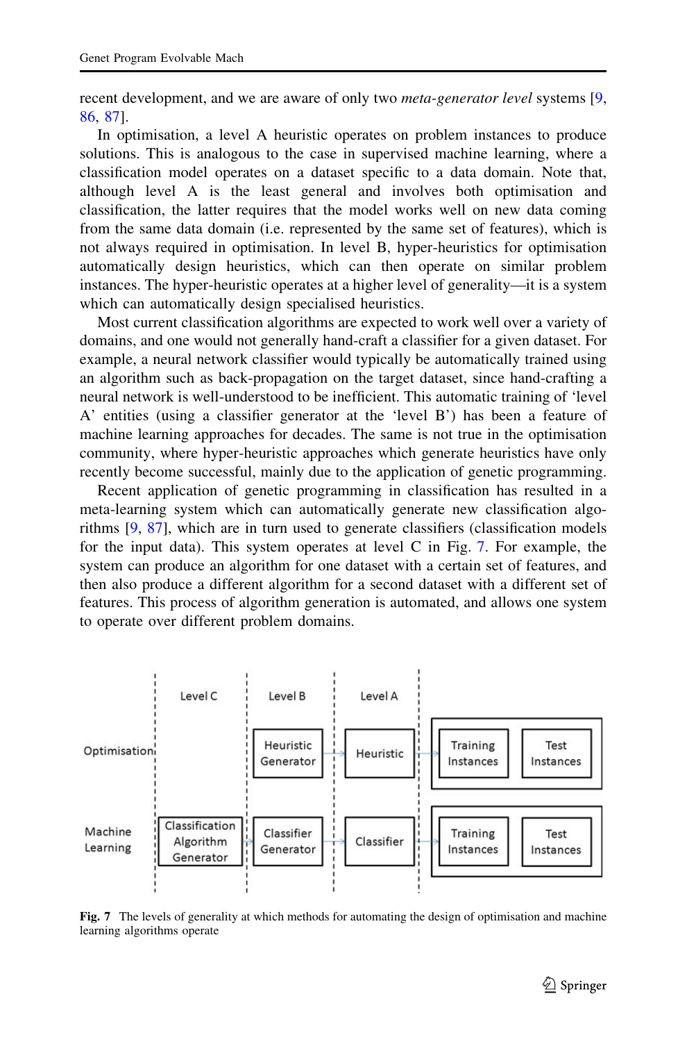recent development, and we are aware of only two *meta-generator level* systems [9, 86, 87].

In optimisation, a level A heuristic operates on problem instances to produce solutions. This is analogous to the case in supervised machine learning, where a classification model operates on a dataset specific to a data domain. Note that, although level A is the least general and involves both optimisation and classification, the latter requires that the model works well on new data coming from the same data domain (i.e. represented by the same set of features), which is not always required in optimisation. In level B, hyper-heuristics for optimisation automatically design heuristics, which can then operate on similar problem instances. The hyper-heuristic operates at a higher level of generality—it is a system which can automatically design specialised heuristics.

Most current classification algorithms are expected to work well over a variety of domains, and one would not generally hand-craft a classifier for a given dataset. For example, a neural network classifier would typically be automatically trained using an algorithm such as back-propagation on the target dataset, since hand-crafting a neural network is well-understood to be inefficient. This automatic training of 'level A' entities (using a classifier generator at the 'level B') has been a feature of machine learning approaches for decades. The same is not true in the optimisation community, where hyper-heuristic approaches which generate heuristics have only recently become successful, mainly due to the application of genetic programming.

Recent application of genetic programming in classification has resulted in a meta-learning system which can automatically generate new classification algorithms [9, 87], which are in turn used to generate classifiers (classification models for the input data). This system operates at level C in Fig. 7. For example, the system can produce an algorithm for one dataset with a certain set of features, and then also produce a different algorithm for a second dataset with a different set of features. This process of algorithm generation is automated, and allows one system to operate over different problem domains.

Level C
Level B
Level A
Optimisation
Heuristic Generator
Heuristic
Training Instances
Test Instances
Machine Learning
Classification Algorithm Generator
Classifier Generator
Classifier
Training Instances
Test Instances

**Fig. 7** The levels of generality at which methods for automating the design of optimisation and machine learning algorithms operate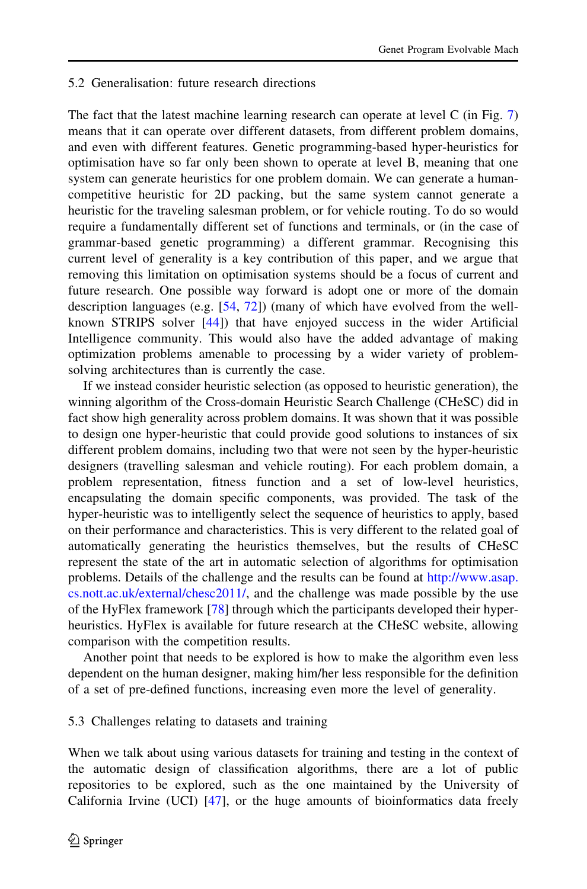### 5.2 Generalisation: future research directions

The fact that the latest machine learning research can operate at level C (in Fig. 7) means that it can operate over different datasets, from different problem domains, and even with different features. Genetic programming-based hyper-heuristics for optimisation have so far only been shown to operate at level B, meaning that one system can generate heuristics for one problem domain. We can generate a human-competitive heuristic for 2D packing, but the same system cannot generate a heuristic for the traveling salesman problem, or for vehicle routing. To do so would require a fundamentally different set of functions and terminals, or (in the case of grammar-based genetic programming) a different grammar. Recognising this current level of generality is a key contribution of this paper, and we argue that removing this limitation on optimisation systems should be a focus of current and future research. One possible way forward is adopt one or more of the domain description languages (e.g. [54, 72]) (many of which have evolved from the well-known STRIPS solver [44]) that have enjoyed success in the wider Artificial Intelligence community. This would also have the added advantage of making optimization problems amenable to processing by a wider variety of problem-solving architectures than is currently the case.

If we instead consider heuristic selection (as opposed to heuristic generation), the winning algorithm of the Cross-domain Heuristic Search Challenge (CHeSC) did in fact show high generality across problem domains. It was shown that it was possible to design one hyper-heuristic that could provide good solutions to instances of six different problem domains, including two that were not seen by the hyper-heuristic designers (travelling salesman and vehicle routing). For each problem domain, a problem representation, fitness function and a set of low-level heuristics, encapsulating the domain specific components, was provided. The task of the hyper-heuristic was to intelligently select the sequence of heuristics to apply, based on their performance and characteristics. This is very different to the related goal of automatically generating the heuristics themselves, but the results of CHeSC represent the state of the art in automatic selection of algorithms for optimisation problems. Details of the challenge and the results can be found at http://www.asap.cs.nott.ac.uk/external/chesc2011/, and the challenge was made possible by the use of the HyFlex framework [78] through which the participants developed their hyper-heuristics. HyFlex is available for future research at the CHeSC website, allowing comparison with the competition results.

Another point that needs to be explored is how to make the algorithm even less dependent on the human designer, making him/her less responsible for the definition of a set of pre-defined functions, increasing even more the level of generality.

### 5.3 Challenges relating to datasets and training

When we talk about using various datasets for training and testing in the context of the automatic design of classification algorithms, there are a lot of public repositories to be explored, such as the one maintained by the University of California Irvine (UCI) [47], or the huge amounts of bioinformatics data freely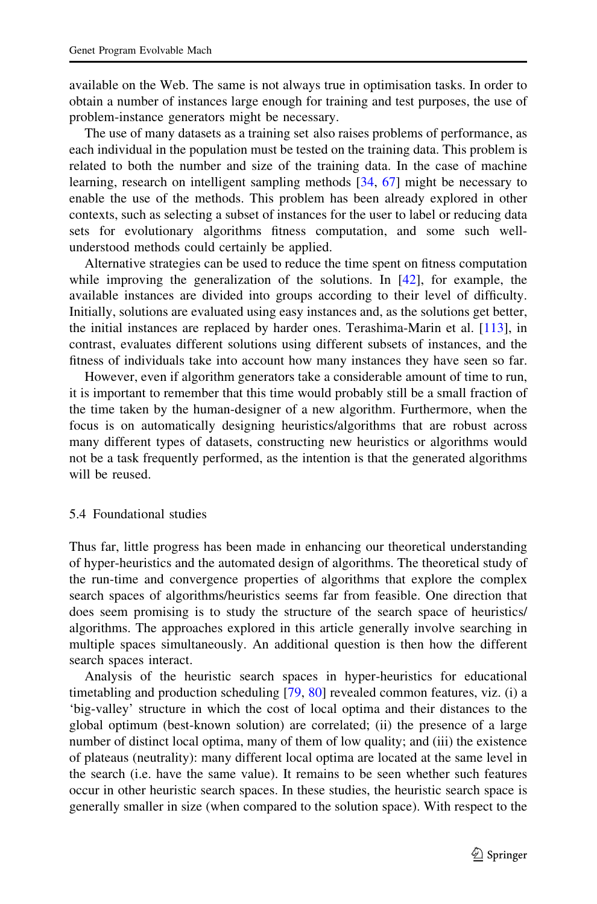available on the Web. The same is not always true in optimisation tasks. In order to obtain a number of instances large enough for training and test purposes, the use of problem-instance generators might be necessary.

The use of many datasets as a training set also raises problems of performance, as each individual in the population must be tested on the training data. This problem is related to both the number and size of the training data. In the case of machine learning, research on intelligent sampling methods [34, 67] might be necessary to enable the use of the methods. This problem has been already explored in other contexts, such as selecting a subset of instances for the user to label or reducing data sets for evolutionary algorithms fitness computation, and some such well-understood methods could certainly be applied.

Alternative strategies can be used to reduce the time spent on fitness computation while improving the generalization of the solutions. In [42], for example, the available instances are divided into groups according to their level of difficulty. Initially, solutions are evaluated using easy instances and, as the solutions get better, the initial instances are replaced by harder ones. Terashima-Marin et al. [113], in contrast, evaluates different solutions using different subsets of instances, and the fitness of individuals take into account how many instances they have seen so far.

However, even if algorithm generators take a considerable amount of time to run, it is important to remember that this time would probably still be a small fraction of the time taken by the human-designer of a new algorithm. Furthermore, when the focus is on automatically designing heuristics/algorithms that are robust across many different types of datasets, constructing new heuristics or algorithms would not be a task frequently performed, as the intention is that the generated algorithms will be reused.

### 5.4 Foundational studies

Thus far, little progress has been made in enhancing our theoretical understanding of hyper-heuristics and the automated design of algorithms. The theoretical study of the run-time and convergence properties of algorithms that explore the complex search spaces of algorithms/heuristics seems far from feasible. One direction that does seem promising is to study the structure of the search space of heuristics/algorithms. The approaches explored in this article generally involve searching in multiple spaces simultaneously. An additional question is then how the different search spaces interact.

Analysis of the heuristic search spaces in hyper-heuristics for educational timetabling and production scheduling [79, 80] revealed common features, viz. (i) a 'big-valley' structure in which the cost of local optima and their distances to the global optimum (best-known solution) are correlated; (ii) the presence of a large number of distinct local optima, many of them of low quality; and (iii) the existence of plateaus (neutrality): many different local optima are located at the same level in the search (i.e. have the same value). It remains to be seen whether such features occur in other heuristic search spaces. In these studies, the heuristic search space is generally smaller in size (when compared to the solution space). With respect to the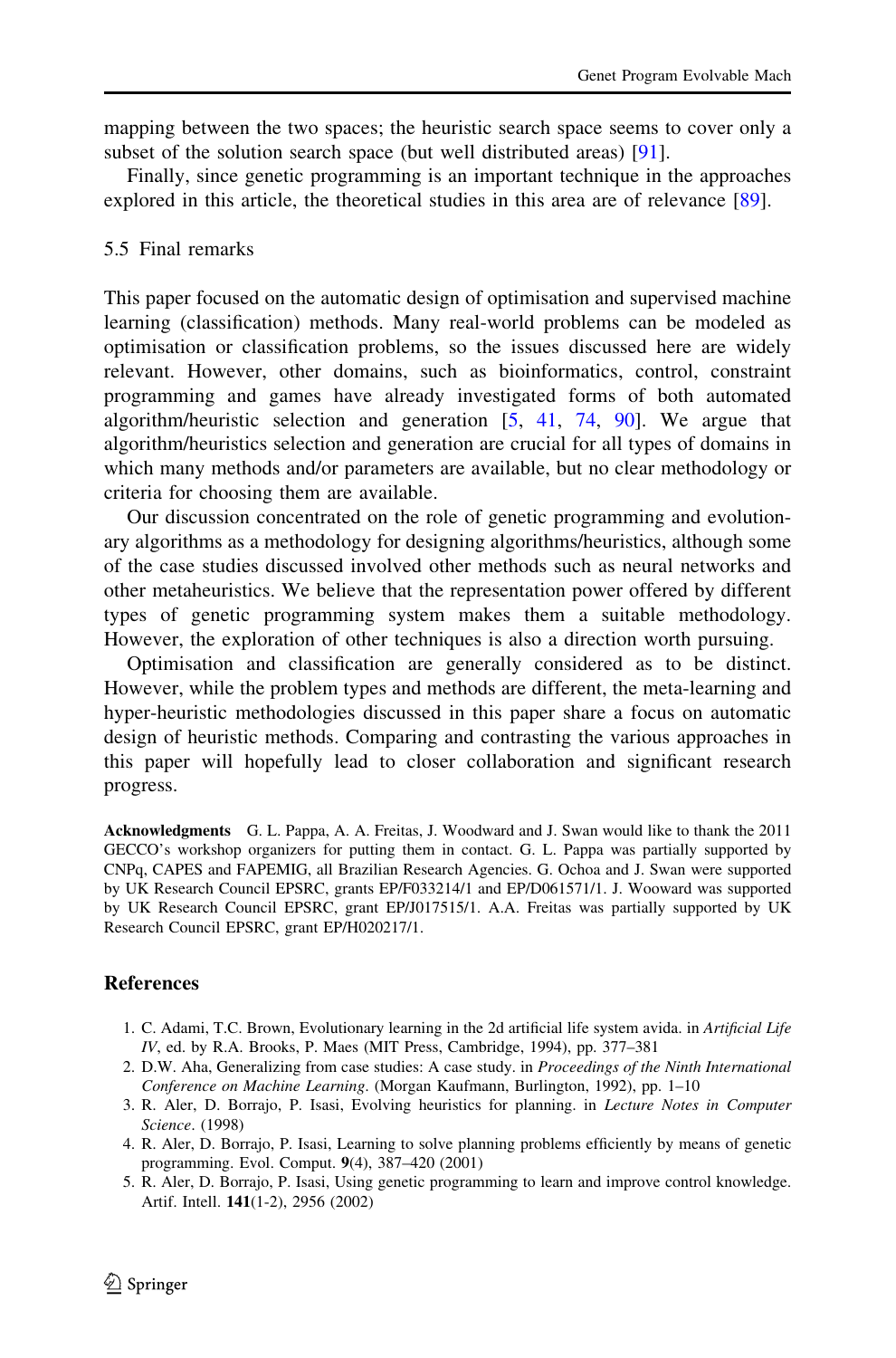mapping between the two spaces; the heuristic search space seems to cover only a subset of the solution search space (but well distributed areas) [91].

Finally, since genetic programming is an important technique in the approaches explored in this article, the theoretical studies in this area are of relevance [89].

### 5.5 Final remarks

This paper focused on the automatic design of optimisation and supervised machine learning (classification) methods. Many real-world problems can be modeled as optimisation or classification problems, so the issues discussed here are widely relevant. However, other domains, such as bioinformatics, control, constraint programming and games have already investigated forms of both automated algorithm/heuristic selection and generation [5, 41, 74, 90]. We argue that algorithm/heuristics selection and generation are crucial for all types of domains in which many methods and/or parameters are available, but no clear methodology or criteria for choosing them are available.

Our discussion concentrated on the role of genetic programming and evolutionary algorithms as a methodology for designing algorithms/heuristics, although some of the case studies discussed involved other methods such as neural networks and other metaheuristics. We believe that the representation power offered by different types of genetic programming system makes them a suitable methodology. However, the exploration of other techniques is also a direction worth pursuing.

Optimisation and classification are generally considered as to be distinct. However, while the problem types and methods are different, the meta-learning and hyper-heuristic methodologies discussed in this paper share a focus on automatic design of heuristic methods. Comparing and contrasting the various approaches in this paper will hopefully lead to closer collaboration and significant research progress.

**Acknowledgments** G. L. Pappa, A. A. Freitas, J. Woodward and J. Swan would like to thank the 2011 GECCO's workshop organizers for putting them in contact. G. L. Pappa was partially supported by CNPq, CAPES and FAPEMIG, all Brazilian Research Agencies. G. Ochoa and J. Swan were supported by UK Research Council EPSRC, grants EP/F033214/1 and EP/D061571/1. J. Wooward was supported by UK Research Council EPSRC, grant EP/J017515/1. A.A. Freitas was partially supported by UK Research Council EPSRC, grant EP/H020217/1.

## References

1. C. Adami, T.C. Brown, Evolutionary learning in the 2d artificial life system avida. in *Artificial Life IV*, ed. by R.A. Brooks, P. Maes (MIT Press, Cambridge, 1994), pp. 377–381
2. D.W. Aha, Generalizing from case studies: A case study. in *Proceedings of the Ninth International Conference on Machine Learning*. (Morgan Kaufmann, Burlington, 1992), pp. 1–10
3. R. Aler, D. Borrajo, P. Isasi, Evolving heuristics for planning. in *Lecture Notes in Computer Science*. (1998)
4. R. Aler, D. Borrajo, P. Isasi, Learning to solve planning problems efficiently by means of genetic programming. Evol. Comput. **9**(4), 387–420 (2001)
5. R. Aler, D. Borrajo, P. Isasi, Using genetic programming to learn and improve control knowledge. Artif. Intell. **141**(1-2), 2956 (2002)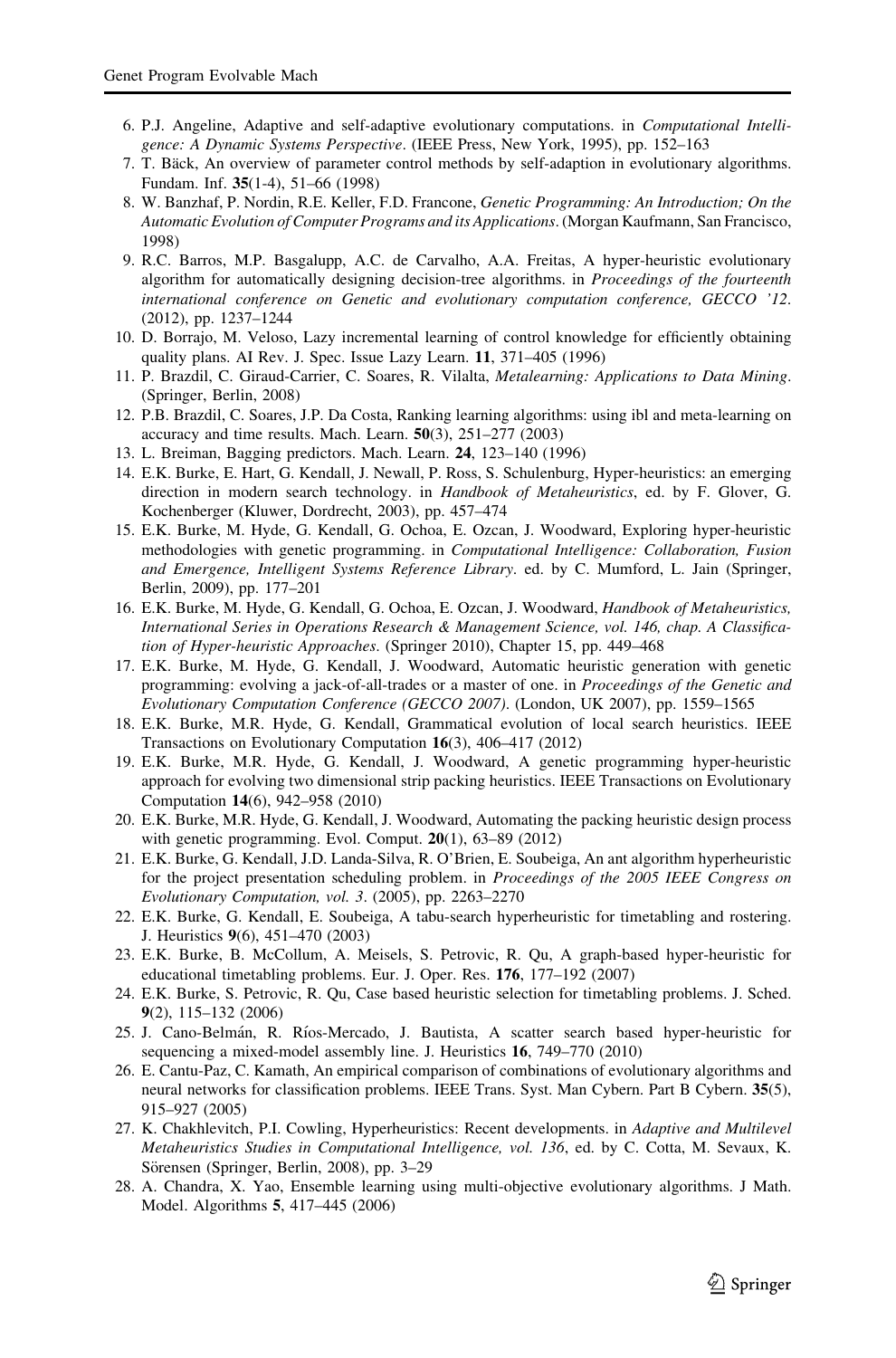6. P.J. Angeline, Adaptive and self-adaptive evolutionary computations. in *Computational Intelligence: A Dynamic Systems Perspective*. (IEEE Press, New York, 1995), pp. 152–163
7. T. Bäck, An overview of parameter control methods by self-adaption in evolutionary algorithms. Fundam. Inf. **35**(1-4), 51–66 (1998)
8. W. Banzhaf, P. Nordin, R.E. Keller, F.D. Francone, *Genetic Programming: An Introduction; On the Automatic Evolution of Computer Programs and its Applications*. (Morgan Kaufmann, San Francisco, 1998)
9. R.C. Barros, M.P. Basgalupp, A.C. de Carvalho, A.A. Freitas, A hyper-heuristic evolutionary algorithm for automatically designing decision-tree algorithms. in *Proceedings of the fourteenth international conference on Genetic and evolutionary computation conference, GECCO '12*. (2012), pp. 1237–1244
10. D. Borrajo, M. Veloso, Lazy incremental learning of control knowledge for efficiently obtaining quality plans. AI Rev. J. Spec. Issue Lazy Learn. **11**, 371–405 (1996)
11. P. Brazdil, C. Giraud-Carrier, C. Soares, R. Vilalta, *Metalearning: Applications to Data Mining*. (Springer, Berlin, 2008)
12. P.B. Brazdil, C. Soares, J.P. Da Costa, Ranking learning algorithms: using ibl and meta-learning on accuracy and time results. Mach. Learn. **50**(3), 251–277 (2003)
13. L. Breiman, Bagging predictors. Mach. Learn. **24**, 123–140 (1996)
14. E.K. Burke, E. Hart, G. Kendall, J. Newall, P. Ross, S. Schulenburg, Hyper-heuristics: an emerging direction in modern search technology. in *Handbook of Metaheuristics*, ed. by F. Glover, G. Kochenberger (Kluwer, Dordrecht, 2003), pp. 457–474
15. E.K. Burke, M. Hyde, G. Kendall, G. Ochoa, E. Ozcan, J. Woodward, Exploring hyper-heuristic methodologies with genetic programming. in *Computational Intelligence: Collaboration, Fusion and Emergence, Intelligent Systems Reference Library*. ed. by C. Mumford, L. Jain (Springer, Berlin, 2009), pp. 177–201
16. E.K. Burke, M. Hyde, G. Kendall, G. Ochoa, E. Ozcan, J. Woodward, *Handbook of Metaheuristics, International Series in Operations Research & Management Science, vol. 146, chap. A Classification of Hyper-heuristic Approaches*. (Springer 2010), Chapter 15, pp. 449–468
17. E.K. Burke, M. Hyde, G. Kendall, J. Woodward, Automatic heuristic generation with genetic programming: evolving a jack-of-all-trades or a master of one. in *Proceedings of the Genetic and Evolutionary Computation Conference (GECCO 2007)*. (London, UK 2007), pp. 1559–1565
18. E.K. Burke, M.R. Hyde, G. Kendall, Grammatical evolution of local search heuristics. IEEE Transactions on Evolutionary Computation **16**(3), 406–417 (2012)
19. E.K. Burke, M.R. Hyde, G. Kendall, J. Woodward, A genetic programming hyper-heuristic approach for evolving two dimensional strip packing heuristics. IEEE Transactions on Evolutionary Computation **14**(6), 942–958 (2010)
20. E.K. Burke, M.R. Hyde, G. Kendall, J. Woodward, Automating the packing heuristic design process with genetic programming. Evol. Comput. **20**(1), 63–89 (2012)
21. E.K. Burke, G. Kendall, J.D. Landa-Silva, R. O'Brien, E. Soubeiga, An ant algorithm hyperheuristic for the project presentation scheduling problem. in *Proceedings of the 2005 IEEE Congress on Evolutionary Computation, vol. 3*. (2005), pp. 2263–2270
22. E.K. Burke, G. Kendall, E. Soubeiga, A tabu-search hyperheuristic for timetabling and rostering. J. Heuristics **9**(6), 451–470 (2003)
23. E.K. Burke, B. McCollum, A. Meisels, S. Petrovic, R. Qu, A graph-based hyper-heuristic for educational timetabling problems. Eur. J. Oper. Res. **176**, 177–192 (2007)
24. E.K. Burke, S. Petrovic, R. Qu, Case based heuristic selection for timetabling problems. J. Sched. **9**(2), 115–132 (2006)
25. J. Cano-Belmán, R. Ríos-Mercado, J. Bautista, A scatter search based hyper-heuristic for sequencing a mixed-model assembly line. J. Heuristics **16**, 749–770 (2010)
26. E. Cantu-Paz, C. Kamath, An empirical comparison of combinations of evolutionary algorithms and neural networks for classification problems. IEEE Trans. Syst. Man Cybern. Part B Cybern. **35**(5), 915–927 (2005)
27. K. Chakhlevitch, P.I. Cowling, Hyperheuristics: Recent developments. in *Adaptive and Multilevel Metaheuristics Studies in Computational Intelligence, vol. 136*, ed. by C. Cotta, M. Sevaux, K. Sörensen (Springer, Berlin, 2008), pp. 3–29
28. A. Chandra, X. Yao, Ensemble learning using multi-objective evolutionary algorithms. J Math. Model. Algorithms **5**, 417–445 (2006)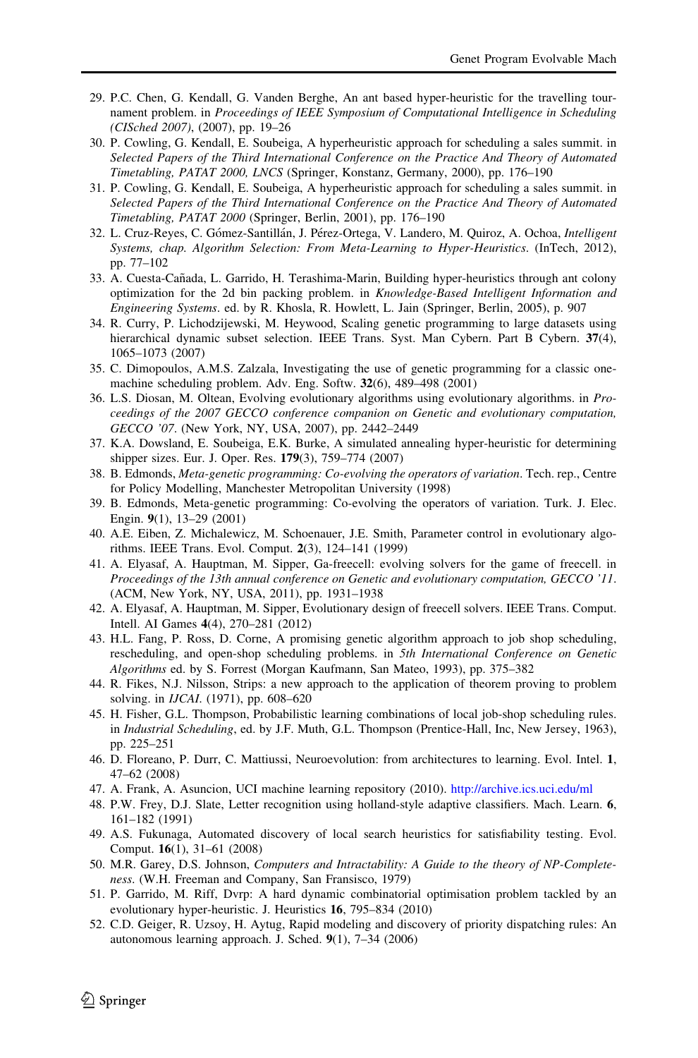29. P.C. Chen, G. Kendall, G. Vanden Berghe, An ant based hyper-heuristic for the travelling tournament problem. in *Proceedings of IEEE Symposium of Computational Intelligence in Scheduling (CISched 2007)*, (2007), pp. 19–26
30. P. Cowling, G. Kendall, E. Soubeiga, A hyperheuristic approach for scheduling a sales summit. in *Selected Papers of the Third International Conference on the Practice And Theory of Automated Timetabling, PATAT 2000, LNCS* (Springer, Konstanz, Germany, 2000), pp. 176–190
31. P. Cowling, G. Kendall, E. Soubeiga, A hyperheuristic approach for scheduling a sales summit. in *Selected Papers of the Third International Conference on the Practice And Theory of Automated Timetabling, PATAT 2000* (Springer, Berlin, 2001), pp. 176–190
32. L. Cruz-Reyes, C. Gómez-Santillán, J. Pérez-Ortega, V. Landero, M. Quiroz, A. Ochoa, *Intelligent Systems, chap. Algorithm Selection: From Meta-Learning to Hyper-Heuristics*. (InTech, 2012), pp. 77–102
33. A. Cuesta-Cañada, L. Garrido, H. Terashima-Marin, Building hyper-heuristics through ant colony optimization for the 2d bin packing problem. in *Knowledge-Based Intelligent Information and Engineering Systems*. ed. by R. Khosla, R. Howlett, L. Jain (Springer, Berlin, 2005), p. 907
34. R. Curry, P. Lichodzijewski, M. Heywood, Scaling genetic programming to large datasets using hierarchical dynamic subset selection. IEEE Trans. Syst. Man Cybern. Part B Cybern. **37**(4), 1065–1073 (2007)
35. C. Dimopoulos, A.M.S. Zalzala, Investigating the use of genetic programming for a classic one-machine scheduling problem. Adv. Eng. Softw. **32**(6), 489–498 (2001)
36. L.S. Diosan, M. Oltean, Evolving evolutionary algorithms using evolutionary algorithms. in *Proceedings of the 2007 GECCO conference companion on Genetic and evolutionary computation, GECCO '07*. (New York, NY, USA, 2007), pp. 2442–2449
37. K.A. Dowsland, E. Soubeiga, E.K. Burke, A simulated annealing hyper-heuristic for determining shipper sizes. Eur. J. Oper. Res. **179**(3), 759–774 (2007)
38. B. Edmonds, *Meta-genetic programming: Co-evolving the operators of variation*. Tech. rep., Centre for Policy Modelling, Manchester Metropolitan University (1998)
39. B. Edmonds, Meta-genetic programming: Co-evolving the operators of variation. Turk. J. Elec. Engin. **9**(1), 13–29 (2001)
40. A.E. Eiben, Z. Michalewicz, M. Schoenauer, J.E. Smith, Parameter control in evolutionary algorithms. IEEE Trans. Evol. Comput. **2**(3), 124–141 (1999)
41. A. Elyasaf, A. Hauptman, M. Sipper, Ga-freecell: evolving solvers for the game of freecell. in *Proceedings of the 13th annual conference on Genetic and evolutionary computation, GECCO '11*. (ACM, New York, NY, USA, 2011), pp. 1931–1938
42. A. Elyasaf, A. Hauptman, M. Sipper, Evolutionary design of freecell solvers. IEEE Trans. Comput. Intell. AI Games **4**(4), 270–281 (2012)
43. H.L. Fang, P. Ross, D. Corne, A promising genetic algorithm approach to job shop scheduling, rescheduling, and open-shop scheduling problems. in *5th International Conference on Genetic Algorithms* ed. by S. Forrest (Morgan Kaufmann, San Mateo, 1993), pp. 375–382
44. R. Fikes, N.J. Nilsson, Strips: a new approach to the application of theorem proving to problem solving. in *IJCAI*. (1971), pp. 608–620
45. H. Fisher, G.L. Thompson, Probabilistic learning combinations of local job-shop scheduling rules. in *Industrial Scheduling*, ed. by J.F. Muth, G.L. Thompson (Prentice-Hall, Inc, New Jersey, 1963), pp. 225–251
46. D. Floreano, P. Durr, C. Mattiussi, Neuroevolution: from architectures to learning. Evol. Intel. **1**, 47–62 (2008)
47. A. Frank, A. Asuncion, UCI machine learning repository (2010). http://archive.ics.uci.edu/ml
48. P.W. Frey, D.J. Slate, Letter recognition using holland-style adaptive classifiers. Mach. Learn. **6**, 161–182 (1991)
49. A.S. Fukunaga, Automated discovery of local search heuristics for satisfiability testing. Evol. Comput. **16**(1), 31–61 (2008)
50. M.R. Garey, D.S. Johnson, *Computers and Intractability: A Guide to the theory of NP-Completeness*. (W.H. Freeman and Company, San Fransisco, 1979)
51. P. Garrido, M. Riff, Dvrp: A hard dynamic combinatorial optimisation problem tackled by an evolutionary hyper-heuristic. J. Heuristics **16**, 795–834 (2010)
52. C.D. Geiger, R. Uzsoy, H. Aytug, Rapid modeling and discovery of priority dispatching rules: An autonomous learning approach. J. Sched. **9**(1), 7–34 (2006)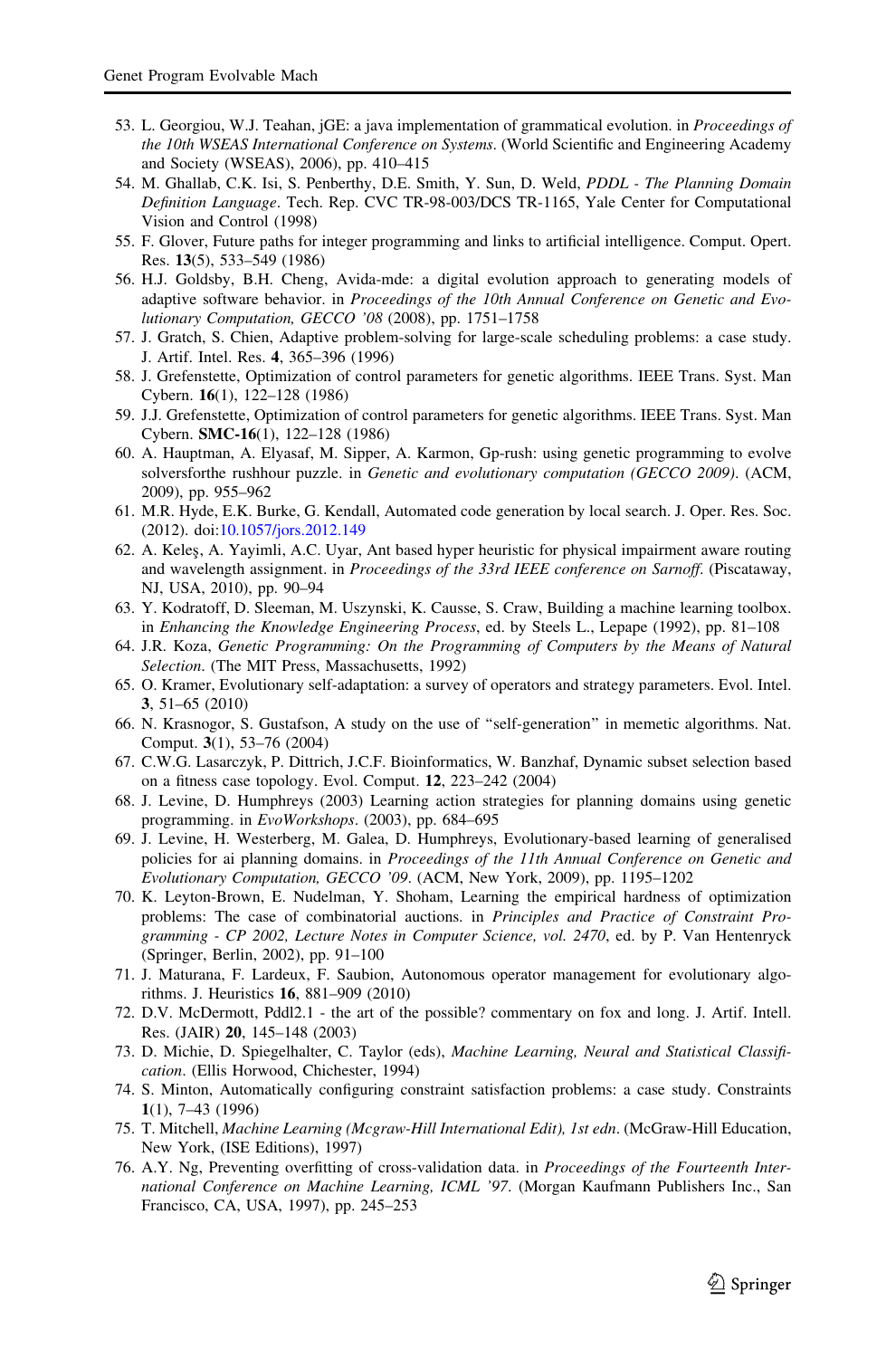53. L. Georgiou, W.J. Teahan, jGE: a java implementation of grammatical evolution. in *Proceedings of the 10th WSEAS International Conference on Systems*. (World Scientific and Engineering Academy and Society (WSEAS), 2006), pp. 410–415
54. M. Ghallab, C.K. Isi, S. Penberthy, D.E. Smith, Y. Sun, D. Weld, *PDDL - The Planning Domain Definition Language*. Tech. Rep. CVC TR-98-003/DCS TR-1165, Yale Center for Computational Vision and Control (1998)
55. F. Glover, Future paths for integer programming and links to artificial intelligence. Comput. Opert. Res. **13**(5), 533–549 (1986)
56. H.J. Goldsby, B.H. Cheng, Avida-mde: a digital evolution approach to generating models of adaptive software behavior. in *Proceedings of the 10th Annual Conference on Genetic and Evolutionary Computation, GECCO '08* (2008), pp. 1751–1758
57. J. Gratch, S. Chien, Adaptive problem-solving for large-scale scheduling problems: a case study. J. Artif. Intel. Res. **4**, 365–396 (1996)
58. J. Grefenstette, Optimization of control parameters for genetic algorithms. IEEE Trans. Syst. Man Cybern. **16**(1), 122–128 (1986)
59. J.J. Grefenstette, Optimization of control parameters for genetic algorithms. IEEE Trans. Syst. Man Cybern. **SMC-16**(1), 122–128 (1986)
60. A. Hauptman, A. Elyasaf, M. Sipper, A. Karmon, Gp-rush: using genetic programming to evolve solversforthe rushhour puzzle. in *Genetic and evolutionary computation (GECCO 2009)*. (ACM, 2009), pp. 955–962
61. M.R. Hyde, E.K. Burke, G. Kendall, Automated code generation by local search. J. Oper. Res. Soc. (2012). doi:10.1057/jors.2012.149
62. A. Keleş, A. Yayimli, A.C. Uyar, Ant based hyper heuristic for physical impairment aware routing and wavelength assignment. in *Proceedings of the 33rd IEEE conference on Sarnoff*. (Piscataway, NJ, USA, 2010), pp. 90–94
63. Y. Kodratoff, D. Sleeman, M. Uszynski, K. Causse, S. Craw, Building a machine learning toolbox. in *Enhancing the Knowledge Engineering Process*, ed. by Steels L., Lepape (1992), pp. 81–108
64. J.R. Koza, *Genetic Programming: On the Programming of Computers by the Means of Natural Selection*. (The MIT Press, Massachusetts, 1992)
65. O. Kramer, Evolutionary self-adaptation: a survey of operators and strategy parameters. Evol. Intel. **3**, 51–65 (2010)
66. N. Krasnogor, S. Gustafson, A study on the use of "self-generation" in memetic algorithms. Nat. Comput. **3**(1), 53–76 (2004)
67. C.W.G. Lasarczyk, P. Dittrich, J.C.F. Bioinformatics, W. Banzhaf, Dynamic subset selection based on a fitness case topology. Evol. Comput. **12**, 223–242 (2004)
68. J. Levine, D. Humphreys (2003) Learning action strategies for planning domains using genetic programming. in *EvoWorkshops*. (2003), pp. 684–695
69. J. Levine, H. Westerberg, M. Galea, D. Humphreys, Evolutionary-based learning of generalised policies for ai planning domains. in *Proceedings of the 11th Annual Conference on Genetic and Evolutionary Computation, GECCO '09*. (ACM, New York, 2009), pp. 1195–1202
70. K. Leyton-Brown, E. Nudelman, Y. Shoham, Learning the empirical hardness of optimization problems: The case of combinatorial auctions. in *Principles and Practice of Constraint Programming - CP 2002, Lecture Notes in Computer Science, vol. 2470*, ed. by P. Van Hentenryck (Springer, Berlin, 2002), pp. 91–100
71. J. Maturana, F. Lardeux, F. Saubion, Autonomous operator management for evolutionary algorithms. J. Heuristics **16**, 881–909 (2010)
72. D.V. McDermott, Pddl2.1 - the art of the possible? commentary on fox and long. J. Artif. Intell. Res. (JAIR) **20**, 145–148 (2003)
73. D. Michie, D. Spiegelhalter, C. Taylor (eds), *Machine Learning, Neural and Statistical Classification*. (Ellis Horwood, Chichester, 1994)
74. S. Minton, Automatically configuring constraint satisfaction problems: a case study. Constraints **1**(1), 7–43 (1996)
75. T. Mitchell, *Machine Learning (Mcgraw-Hill International Edit), 1st edn*. (McGraw-Hill Education, New York, (ISE Editions), 1997)
76. A.Y. Ng, Preventing overfitting of cross-validation data. in *Proceedings of the Fourteenth International Conference on Machine Learning, ICML '97*. (Morgan Kaufmann Publishers Inc., San Francisco, CA, USA, 1997), pp. 245–253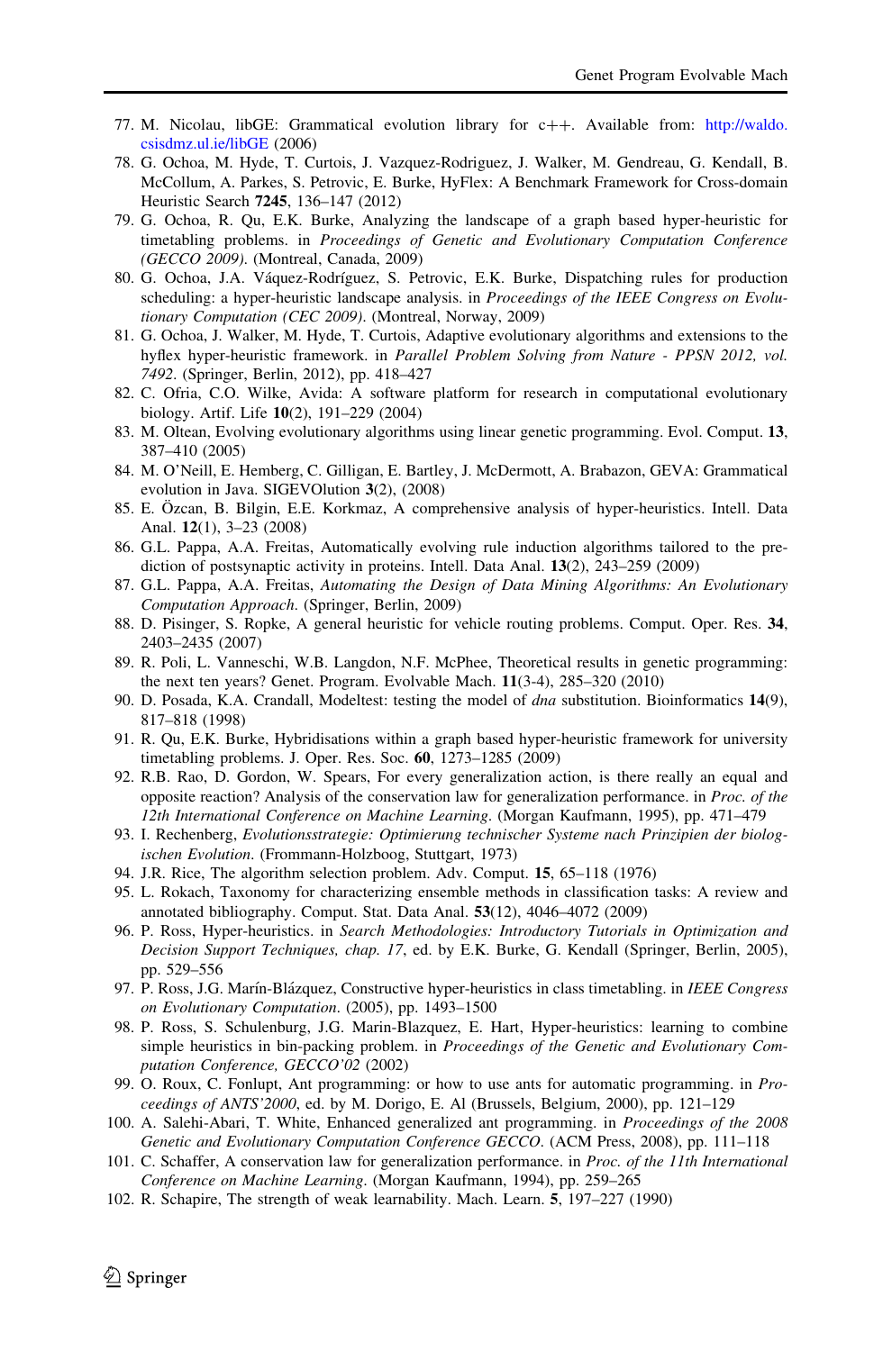77. M. Nicolau, libGE: Grammatical evolution library for c++. Available from: http://waldo.csisdmz.ul.ie/libGE (2006)
78. G. Ochoa, M. Hyde, T. Curtois, J. Vazquez-Rodriguez, J. Walker, M. Gendreau, G. Kendall, B. McCollum, A. Parkes, S. Petrovic, E. Burke, HyFlex: A Benchmark Framework for Cross-domain Heuristic Search **7245**, 136–147 (2012)
79. G. Ochoa, R. Qu, E.K. Burke, Analyzing the landscape of a graph based hyper-heuristic for timetabling problems. in *Proceedings of Genetic and Evolutionary Computation Conference (GECCO 2009)*. (Montreal, Canada, 2009)
80. G. Ochoa, J.A. Váquez-Rodríguez, S. Petrovic, E.K. Burke, Dispatching rules for production scheduling: a hyper-heuristic landscape analysis. in *Proceedings of the IEEE Congress on Evolutionary Computation (CEC 2009)*. (Montreal, Norway, 2009)
81. G. Ochoa, J. Walker, M. Hyde, T. Curtois, Adaptive evolutionary algorithms and extensions to the hyflex hyper-heuristic framework. in *Parallel Problem Solving from Nature - PPSN 2012, vol. 7492*. (Springer, Berlin, 2012), pp. 418–427
82. C. Ofria, C.O. Wilke, Avida: A software platform for research in computational evolutionary biology. Artif. Life **10**(2), 191–229 (2004)
83. M. Oltean, Evolving evolutionary algorithms using linear genetic programming. Evol. Comput. **13**, 387–410 (2005)
84. M. O'Neill, E. Hemberg, C. Gilligan, E. Bartley, J. McDermott, A. Brabazon, GEVA: Grammatical evolution in Java. SIGEVOlution **3**(2), (2008)
85. E. Özcan, B. Bilgin, E.E. Korkmaz, A comprehensive analysis of hyper-heuristics. Intell. Data Anal. **12**(1), 3–23 (2008)
86. G.L. Pappa, A.A. Freitas, Automatically evolving rule induction algorithms tailored to the prediction of postsynaptic activity in proteins. Intell. Data Anal. **13**(2), 243–259 (2009)
87. G.L. Pappa, A.A. Freitas, *Automating the Design of Data Mining Algorithms: An Evolutionary Computation Approach*. (Springer, Berlin, 2009)
88. D. Pisinger, S. Ropke, A general heuristic for vehicle routing problems. Comput. Oper. Res. **34**, 2403–2435 (2007)
89. R. Poli, L. Vanneschi, W.B. Langdon, N.F. McPhee, Theoretical results in genetic programming: the next ten years? Genet. Program. Evolvable Mach. **11**(3-4), 285–320 (2010)
90. D. Posada, K.A. Crandall, Modeltest: testing the model of *dna* substitution. Bioinformatics **14**(9), 817–818 (1998)
91. R. Qu, E.K. Burke, Hybridisations within a graph based hyper-heuristic framework for university timetabling problems. J. Oper. Res. Soc. **60**, 1273–1285 (2009)
92. R.B. Rao, D. Gordon, W. Spears, For every generalization action, is there really an equal and opposite reaction? Analysis of the conservation law for generalization performance. in *Proc. of the 12th International Conference on Machine Learning*. (Morgan Kaufmann, 1995), pp. 471–479
93. I. Rechenberg, *Evolutionsstrategie: Optimierung technischer Systeme nach Prinzipien der biologischen Evolution*. (Frommann-Holzboog, Stuttgart, 1973)
94. J.R. Rice, The algorithm selection problem. Adv. Comput. **15**, 65–118 (1976)
95. L. Rokach, Taxonomy for characterizing ensemble methods in classification tasks: A review and annotated bibliography. Comput. Stat. Data Anal. **53**(12), 4046–4072 (2009)
96. P. Ross, Hyper-heuristics. in *Search Methodologies: Introductory Tutorials in Optimization and Decision Support Techniques, chap. 17*, ed. by E.K. Burke, G. Kendall (Springer, Berlin, 2005), pp. 529–556
97. P. Ross, J.G. Marín-Blázquez, Constructive hyper-heuristics in class timetabling. in *IEEE Congress on Evolutionary Computation*. (2005), pp. 1493–1500
98. P. Ross, S. Schulenburg, J.G. Marin-Blazquez, E. Hart, Hyper-heuristics: learning to combine simple heuristics in bin-packing problem. in *Proceedings of the Genetic and Evolutionary Computation Conference, GECCO'02* (2002)
99. O. Roux, C. Fonlupt, Ant programming: or how to use ants for automatic programming. in *Proceedings of ANTS'2000*, ed. by M. Dorigo, E. Al (Brussels, Belgium, 2000), pp. 121–129
100. A. Salehi-Abari, T. White, Enhanced generalized ant programming. in *Proceedings of the 2008 Genetic and Evolutionary Computation Conference GECCO*. (ACM Press, 2008), pp. 111–118
101. C. Schaffer, A conservation law for generalization performance. in *Proc. of the 11th International Conference on Machine Learning*. (Morgan Kaufmann, 1994), pp. 259–265
102. R. Schapire, The strength of weak learnability. Mach. Learn. **5**, 197–227 (1990)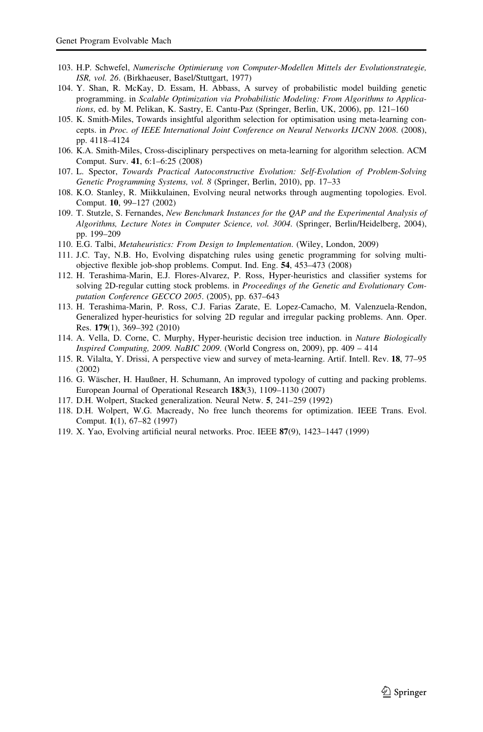103. H.P. Schwefel, *Numerische Optimierung von Computer-Modellen Mittels der Evolutionstrategie, ISR, vol. 26*. (Birkhaeuser, Basel/Stuttgart, 1977)
104. Y. Shan, R. McKay, D. Essam, H. Abbass, A survey of probabilistic model building genetic programming. in *Scalable Optimization via Probabilistic Modeling: From Algorithms to Applications*, ed. by M. Pelikan, K. Sastry, E. Cantu-Paz (Springer, Berlin, UK, 2006), pp. 121–160
105. K. Smith-Miles, Towards insightful algorithm selection for optimisation using meta-learning concepts. in *Proc. of IEEE International Joint Conference on Neural Networks IJCNN 2008*. (2008), pp. 4118–4124
106. K.A. Smith-Miles, Cross-disciplinary perspectives on meta-learning for algorithm selection. ACM Comput. Surv. **41**, 6:1–6:25 (2008)
107. L. Spector, *Towards Practical Autoconstructive Evolution: Self-Evolution of Problem-Solving Genetic Programming Systems, vol. 8* (Springer, Berlin, 2010), pp. 17–33
108. K.O. Stanley, R. Miikkulainen, Evolving neural networks through augmenting topologies. Evol. Comput. **10**, 99–127 (2002)
109. T. Stutzle, S. Fernandes, *New Benchmark Instances for the QAP and the Experimental Analysis of Algorithms, Lecture Notes in Computer Science, vol. 3004*. (Springer, Berlin/Heidelberg, 2004), pp. 199–209
110. E.G. Talbi, *Metaheuristics: From Design to Implementation*. (Wiley, London, 2009)
111. J.C. Tay, N.B. Ho, Evolving dispatching rules using genetic programming for solving multi-objective flexible job-shop problems. Comput. Ind. Eng. **54**, 453–473 (2008)
112. H. Terashima-Marin, E.J. Flores-Alvarez, P. Ross, Hyper-heuristics and classifier systems for solving 2D-regular cutting stock problems. in *Proceedings of the Genetic and Evolutionary Computation Conference GECCO 2005*. (2005), pp. 637–643
113. H. Terashima-Marin, P. Ross, C.J. Farias Zarate, E. Lopez-Camacho, M. Valenzuela-Rendon, Generalized hyper-heuristics for solving 2D regular and irregular packing problems. Ann. Oper. Res. **179**(1), 369–392 (2010)
114. A. Vella, D. Corne, C. Murphy, Hyper-heuristic decision tree induction. in *Nature Biologically Inspired Computing, 2009. NaBIC 2009*. (World Congress on, 2009), pp. 409 – 414
115. R. Vilalta, Y. Drissi, A perspective view and survey of meta-learning. Artif. Intell. Rev. **18**, 77–95 (2002)
116. G. Wäscher, H. Haußner, H. Schumann, An improved typology of cutting and packing problems. European Journal of Operational Research **183**(3), 1109–1130 (2007)
117. D.H. Wolpert, Stacked generalization. Neural Netw. **5**, 241–259 (1992)
118. D.H. Wolpert, W.G. Macready, No free lunch theorems for optimization. IEEE Trans. Evol. Comput. **1**(1), 67–82 (1997)
119. X. Yao, Evolving artificial neural networks. Proc. IEEE **87**(9), 1423–1447 (1999)